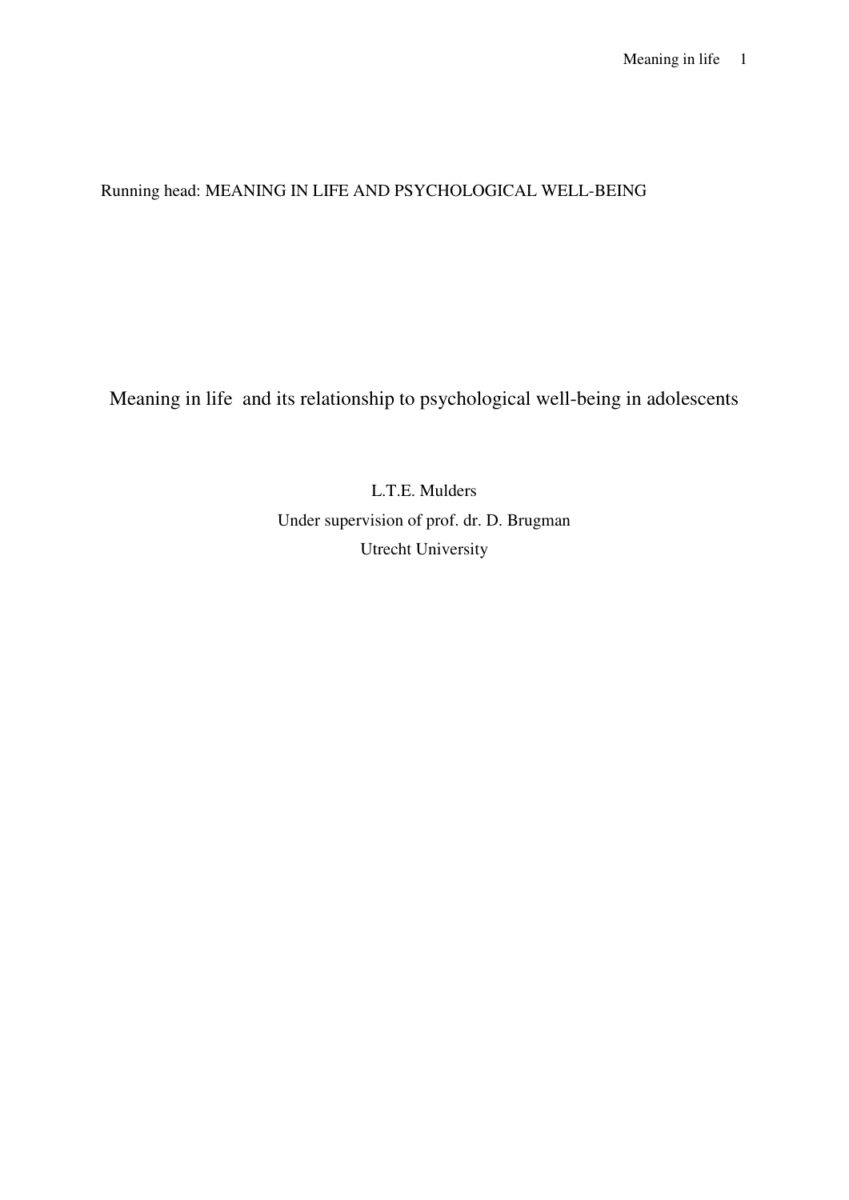Running head: MEANING IN LIFE AND PSYCHOLOGICAL WELL-BEING

# Meaning in life and its relationship to psychological well-being in adolescents

L.T.E. Mulders

Under supervision of prof. dr. D. Brugman

Utrecht University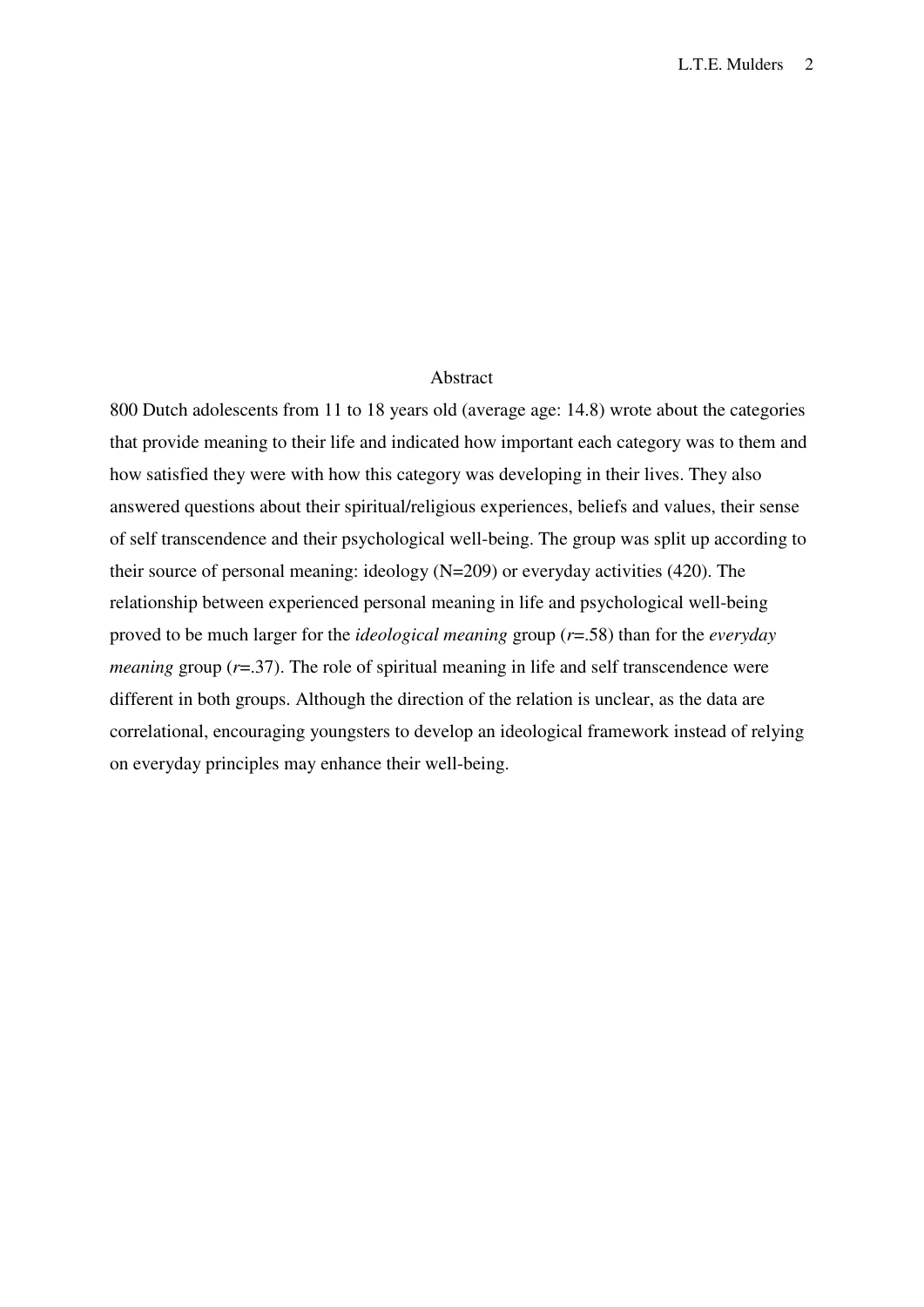# Abstract

800 Dutch adolescents from 11 to 18 years old (average age: 14.8) wrote about the categories that provide meaning to their life and indicated how important each category was to them and how satisfied they were with how this category was developing in their lives. They also answered questions about their spiritual/religious experiences, beliefs and values, their sense of self transcendence and their psychological well-being. The group was split up according to their source of personal meaning: ideology (N=209) or everyday activities (420). The relationship between experienced personal meaning in life and psychological well-being proved to be much larger for the *ideological meaning* group ($r$=.58) than for the *everyday meaning* group ($r$=.37). The role of spiritual meaning in life and self transcendence were different in both groups. Although the direction of the relation is unclear, as the data are correlational, encouraging youngsters to develop an ideological framework instead of relying on everyday principles may enhance their well-being.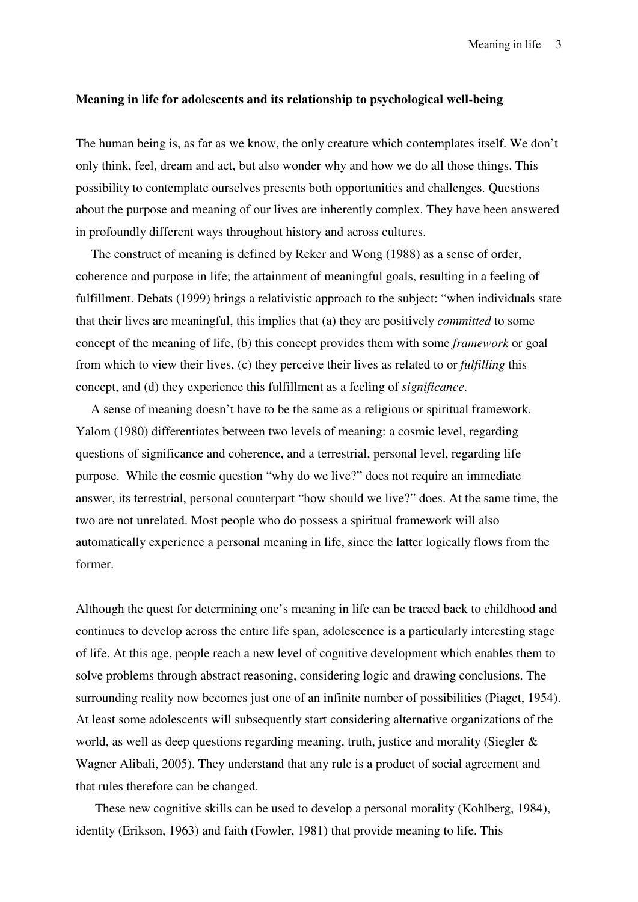**Meaning in life for adolescents and its relationship to psychological well-being**

The human being is, as far as we know, the only creature which contemplates itself. We don't only think, feel, dream and act, but also wonder why and how we do all those things. This possibility to contemplate ourselves presents both opportunities and challenges. Questions about the purpose and meaning of our lives are inherently complex. They have been answered in profoundly different ways throughout history and across cultures.

The construct of meaning is defined by Reker and Wong (1988) as a sense of order, coherence and purpose in life; the attainment of meaningful goals, resulting in a feeling of fulfillment. Debats (1999) brings a relativistic approach to the subject: "when individuals state that their lives are meaningful, this implies that (a) they are positively *committed* to some concept of the meaning of life, (b) this concept provides them with some *framework* or goal from which to view their lives, (c) they perceive their lives as related to or *fulfilling* this concept, and (d) they experience this fulfillment as a feeling of *significance*.

A sense of meaning doesn't have to be the same as a religious or spiritual framework. Yalom (1980) differentiates between two levels of meaning: a cosmic level, regarding questions of significance and coherence, and a terrestrial, personal level, regarding life purpose. While the cosmic question "why do we live?" does not require an immediate answer, its terrestrial, personal counterpart "how should we live?" does. At the same time, the two are not unrelated. Most people who do possess a spiritual framework will also automatically experience a personal meaning in life, since the latter logically flows from the former.

Although the quest for determining one's meaning in life can be traced back to childhood and continues to develop across the entire life span, adolescence is a particularly interesting stage of life. At this age, people reach a new level of cognitive development which enables them to solve problems through abstract reasoning, considering logic and drawing conclusions. The surrounding reality now becomes just one of an infinite number of possibilities (Piaget, 1954). At least some adolescents will subsequently start considering alternative organizations of the world, as well as deep questions regarding meaning, truth, justice and morality (Siegler & Wagner Alibali, 2005). They understand that any rule is a product of social agreement and that rules therefore can be changed.

These new cognitive skills can be used to develop a personal morality (Kohlberg, 1984), identity (Erikson, 1963) and faith (Fowler, 1981) that provide meaning to life. This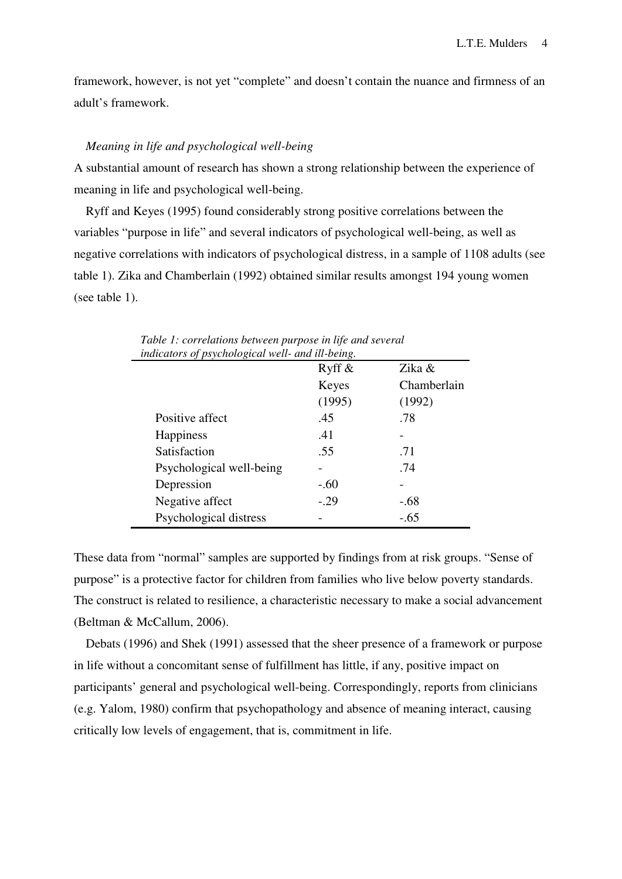framework, however, is not yet "complete" and doesn't contain the nuance and firmness of an adult's framework.

### *Meaning in life and psychological well-being*

A substantial amount of research has shown a strong relationship between the experience of meaning in life and psychological well-being.

Ryff and Keyes (1995) found considerably strong positive correlations between the variables "purpose in life" and several indicators of psychological well-being, as well as negative correlations with indicators of psychological distress, in a sample of 1108 adults (see table 1). Zika and Chamberlain (1992) obtained similar results amongst 194 young women (see table 1).

*Table 1: correlations between purpose in life and several indicators of psychological well- and ill-being.*

| | Ryff & Keyes (1995) | Zika & Chamberlain (1992) |
|---|---|---|
| Positive affect | .45 | .78 |
| Happiness | .41 | - |
| Satisfaction | .55 | .71 |
| Psychological well-being | - | .74 |
| Depression | -.60 | - |
| Negative affect | -.29 | -.68 |
| Psychological distress | - | -.65 |

These data from "normal" samples are supported by findings from at risk groups. "Sense of purpose" is a protective factor for children from families who live below poverty standards. The construct is related to resilience, a characteristic necessary to make a social advancement (Beltman & McCallum, 2006).

Debats (1996) and Shek (1991) assessed that the sheer presence of a framework or purpose in life without a concomitant sense of fulfillment has little, if any, positive impact on participants' general and psychological well-being. Correspondingly, reports from clinicians (e.g. Yalom, 1980) confirm that psychopathology and absence of meaning interact, causing critically low levels of engagement, that is, commitment in life.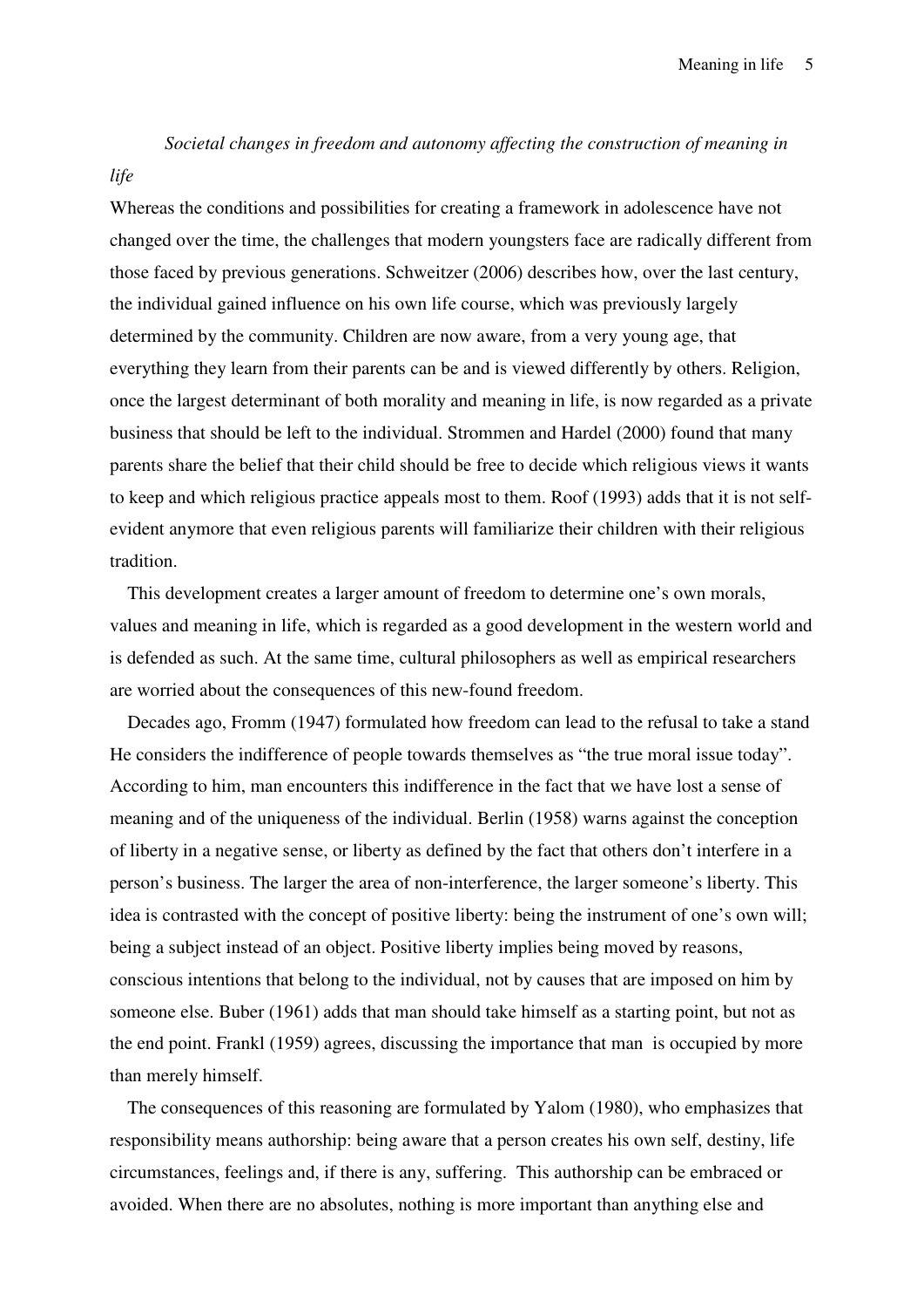*Societal changes in freedom and autonomy affecting the construction of meaning in life*

Whereas the conditions and possibilities for creating a framework in adolescence have not changed over the time, the challenges that modern youngsters face are radically different from those faced by previous generations. Schweitzer (2006) describes how, over the last century, the individual gained influence on his own life course, which was previously largely determined by the community. Children are now aware, from a very young age, that everything they learn from their parents can be and is viewed differently by others. Religion, once the largest determinant of both morality and meaning in life, is now regarded as a private business that should be left to the individual. Strommen and Hardel (2000) found that many parents share the belief that their child should be free to decide which religious views it wants to keep and which religious practice appeals most to them. Roof (1993) adds that it is not self-evident anymore that even religious parents will familiarize their children with their religious tradition.

This development creates a larger amount of freedom to determine one's own morals, values and meaning in life, which is regarded as a good development in the western world and is defended as such. At the same time, cultural philosophers as well as empirical researchers are worried about the consequences of this new-found freedom.

Decades ago, Fromm (1947) formulated how freedom can lead to the refusal to take a stand He considers the indifference of people towards themselves as "the true moral issue today". According to him, man encounters this indifference in the fact that we have lost a sense of meaning and of the uniqueness of the individual. Berlin (1958) warns against the conception of liberty in a negative sense, or liberty as defined by the fact that others don't interfere in a person's business. The larger the area of non-interference, the larger someone's liberty. This idea is contrasted with the concept of positive liberty: being the instrument of one's own will; being a subject instead of an object. Positive liberty implies being moved by reasons, conscious intentions that belong to the individual, not by causes that are imposed on him by someone else. Buber (1961) adds that man should take himself as a starting point, but not as the end point. Frankl (1959) agrees, discussing the importance that man is occupied by more than merely himself.

The consequences of this reasoning are formulated by Yalom (1980), who emphasizes that responsibility means authorship: being aware that a person creates his own self, destiny, life circumstances, feelings and, if there is any, suffering. This authorship can be embraced or avoided. When there are no absolutes, nothing is more important than anything else and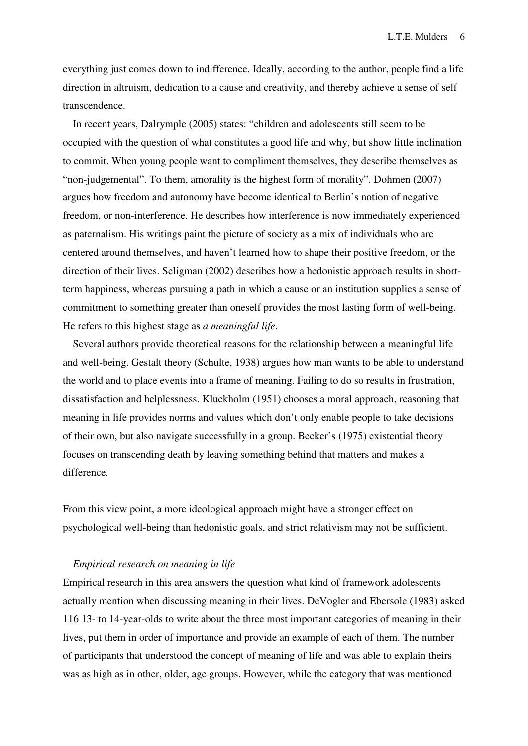everything just comes down to indifference. Ideally, according to the author, people find a life direction in altruism, dedication to a cause and creativity, and thereby achieve a sense of self transcendence.

In recent years, Dalrymple (2005) states: "children and adolescents still seem to be occupied with the question of what constitutes a good life and why, but show little inclination to commit. When young people want to compliment themselves, they describe themselves as "non-judgemental". To them, amorality is the highest form of morality". Dohmen (2007) argues how freedom and autonomy have become identical to Berlin's notion of negative freedom, or non-interference. He describes how interference is now immediately experienced as paternalism. His writings paint the picture of society as a mix of individuals who are centered around themselves, and haven't learned how to shape their positive freedom, or the direction of their lives. Seligman (2002) describes how a hedonistic approach results in short-term happiness, whereas pursuing a path in which a cause or an institution supplies a sense of commitment to something greater than oneself provides the most lasting form of well-being. He refers to this highest stage as *a meaningful life*.

Several authors provide theoretical reasons for the relationship between a meaningful life and well-being. Gestalt theory (Schulte, 1938) argues how man wants to be able to understand the world and to place events into a frame of meaning. Failing to do so results in frustration, dissatisfaction and helplessness. Kluckholm (1951) chooses a moral approach, reasoning that meaning in life provides norms and values which don't only enable people to take decisions of their own, but also navigate successfully in a group. Becker's (1975) existential theory focuses on transcending death by leaving something behind that matters and makes a difference.

From this view point, a more ideological approach might have a stronger effect on psychological well-being than hedonistic goals, and strict relativism may not be sufficient.

*Empirical research on meaning in life*

Empirical research in this area answers the question what kind of framework adolescents actually mention when discussing meaning in their lives. DeVogler and Ebersole (1983) asked 116 13- to 14-year-olds to write about the three most important categories of meaning in their lives, put them in order of importance and provide an example of each of them. The number of participants that understood the concept of meaning of life and was able to explain theirs was as high as in other, older, age groups. However, while the category that was mentioned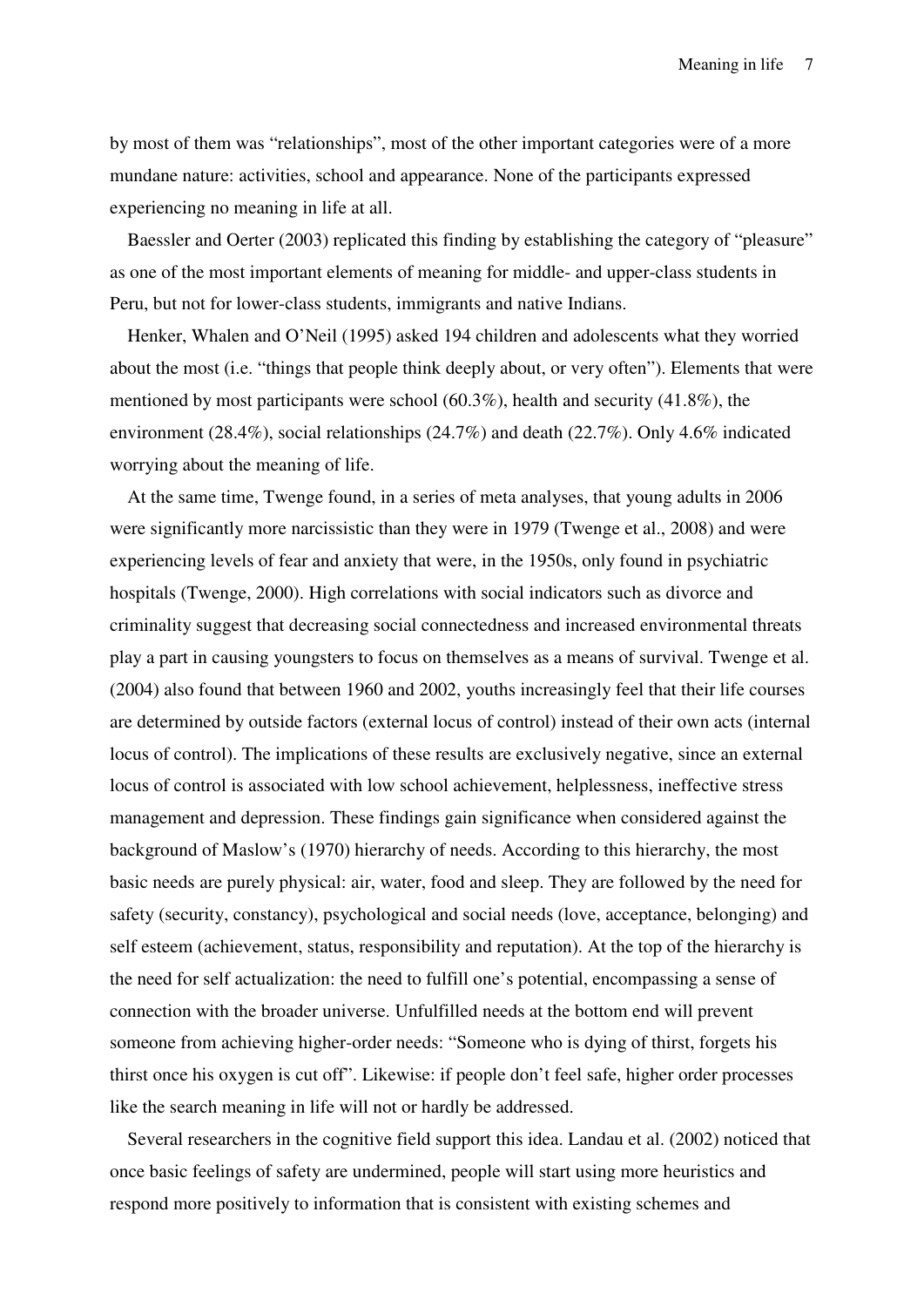by most of them was "relationships", most of the other important categories were of a more mundane nature: activities, school and appearance. None of the participants expressed experiencing no meaning in life at all.

Baessler and Oerter (2003) replicated this finding by establishing the category of "pleasure" as one of the most important elements of meaning for middle- and upper-class students in Peru, but not for lower-class students, immigrants and native Indians.

Henker, Whalen and O'Neil (1995) asked 194 children and adolescents what they worried about the most (i.e. "things that people think deeply about, or very often"). Elements that were mentioned by most participants were school (60.3%), health and security (41.8%), the environment (28.4%), social relationships (24.7%) and death (22.7%). Only 4.6% indicated worrying about the meaning of life.

At the same time, Twenge found, in a series of meta analyses, that young adults in 2006 were significantly more narcissistic than they were in 1979 (Twenge et al., 2008) and were experiencing levels of fear and anxiety that were, in the 1950s, only found in psychiatric hospitals (Twenge, 2000). High correlations with social indicators such as divorce and criminality suggest that decreasing social connectedness and increased environmental threats play a part in causing youngsters to focus on themselves as a means of survival. Twenge et al. (2004) also found that between 1960 and 2002, youths increasingly feel that their life courses are determined by outside factors (external locus of control) instead of their own acts (internal locus of control). The implications of these results are exclusively negative, since an external locus of control is associated with low school achievement, helplessness, ineffective stress management and depression. These findings gain significance when considered against the background of Maslow's (1970) hierarchy of needs. According to this hierarchy, the most basic needs are purely physical: air, water, food and sleep. They are followed by the need for safety (security, constancy), psychological and social needs (love, acceptance, belonging) and self esteem (achievement, status, responsibility and reputation). At the top of the hierarchy is the need for self actualization: the need to fulfill one's potential, encompassing a sense of connection with the broader universe. Unfulfilled needs at the bottom end will prevent someone from achieving higher-order needs: "Someone who is dying of thirst, forgets his thirst once his oxygen is cut off". Likewise: if people don't feel safe, higher order processes like the search meaning in life will not or hardly be addressed.

Several researchers in the cognitive field support this idea. Landau et al. (2002) noticed that once basic feelings of safety are undermined, people will start using more heuristics and respond more positively to information that is consistent with existing schemes and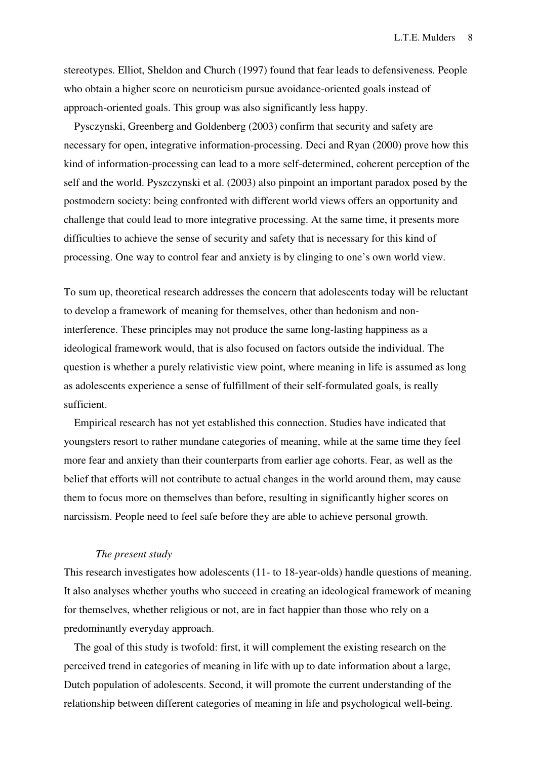stereotypes. Elliot, Sheldon and Church (1997) found that fear leads to defensiveness. People who obtain a higher score on neuroticism pursue avoidance-oriented goals instead of approach-oriented goals. This group was also significantly less happy.

Pysczynski, Greenberg and Goldenberg (2003) confirm that security and safety are necessary for open, integrative information-processing. Deci and Ryan (2000) prove how this kind of information-processing can lead to a more self-determined, coherent perception of the self and the world. Pyszczynski et al. (2003) also pinpoint an important paradox posed by the postmodern society: being confronted with different world views offers an opportunity and challenge that could lead to more integrative processing. At the same time, it presents more difficulties to achieve the sense of security and safety that is necessary for this kind of processing. One way to control fear and anxiety is by clinging to one's own world view.

To sum up, theoretical research addresses the concern that adolescents today will be reluctant to develop a framework of meaning for themselves, other than hedonism and non-interference. These principles may not produce the same long-lasting happiness as a ideological framework would, that is also focused on factors outside the individual. The question is whether a purely relativistic view point, where meaning in life is assumed as long as adolescents experience a sense of fulfillment of their self-formulated goals, is really sufficient.

Empirical research has not yet established this connection. Studies have indicated that youngsters resort to rather mundane categories of meaning, while at the same time they feel more fear and anxiety than their counterparts from earlier age cohorts. Fear, as well as the belief that efforts will not contribute to actual changes in the world around them, may cause them to focus more on themselves than before, resulting in significantly higher scores on narcissism. People need to feel safe before they are able to achieve personal growth.

### *The present study*

This research investigates how adolescents (11- to 18-year-olds) handle questions of meaning. It also analyses whether youths who succeed in creating an ideological framework of meaning for themselves, whether religious or not, are in fact happier than those who rely on a predominantly everyday approach.

The goal of this study is twofold: first, it will complement the existing research on the perceived trend in categories of meaning in life with up to date information about a large, Dutch population of adolescents. Second, it will promote the current understanding of the relationship between different categories of meaning in life and psychological well-being.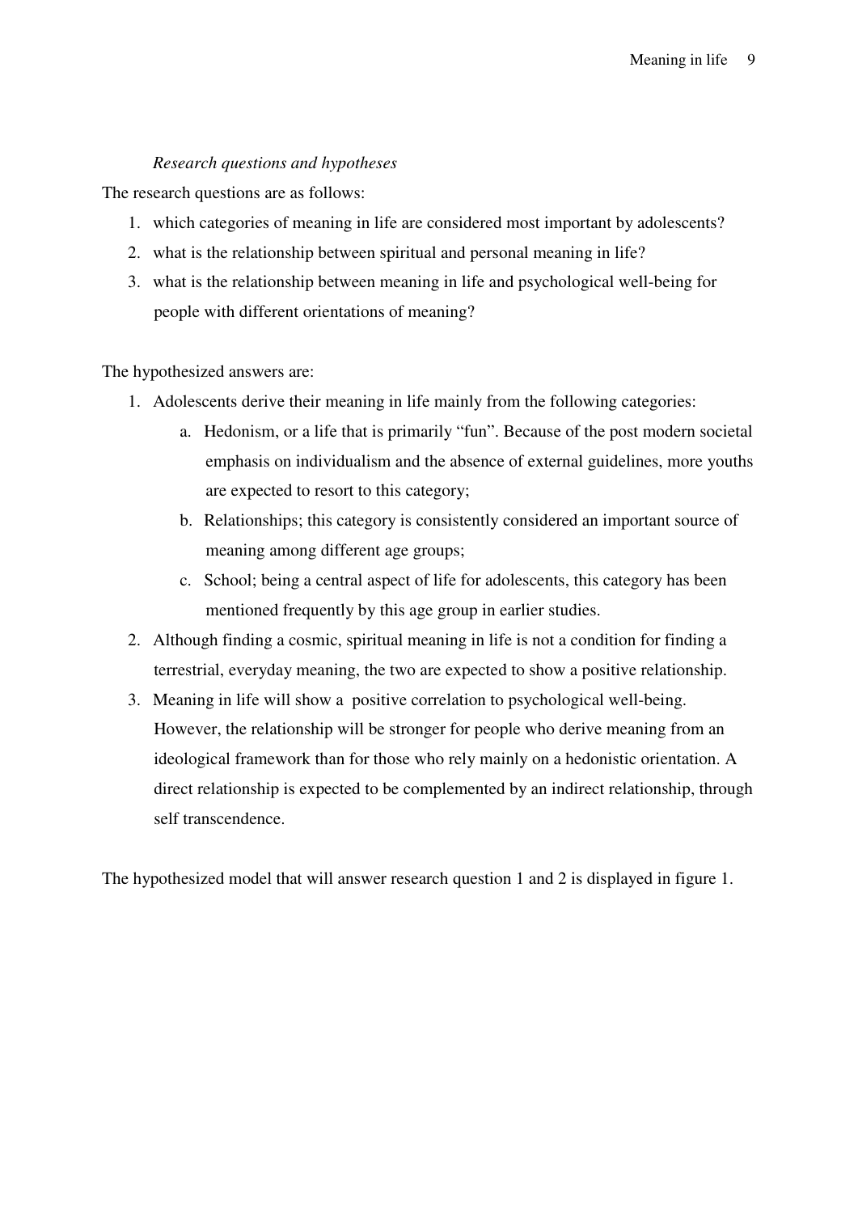*Research questions and hypotheses*

The research questions are as follows:

1. which categories of meaning in life are considered most important by adolescents?
2. what is the relationship between spiritual and personal meaning in life?
3. what is the relationship between meaning in life and psychological well-being for people with different orientations of meaning?

The hypothesized answers are:

1. Adolescents derive their meaning in life mainly from the following categories:
   a. Hedonism, or a life that is primarily "fun". Because of the post modern societal emphasis on individualism and the absence of external guidelines, more youths are expected to resort to this category;
   b. Relationships; this category is consistently considered an important source of meaning among different age groups;
   c. School; being a central aspect of life for adolescents, this category has been mentioned frequently by this age group in earlier studies.
2. Although finding a cosmic, spiritual meaning in life is not a condition for finding a terrestrial, everyday meaning, the two are expected to show a positive relationship.
3. Meaning in life will show a positive correlation to psychological well-being. However, the relationship will be stronger for people who derive meaning from an ideological framework than for those who rely mainly on a hedonistic orientation. A direct relationship is expected to be complemented by an indirect relationship, through self transcendence.

The hypothesized model that will answer research question 1 and 2 is displayed in figure 1.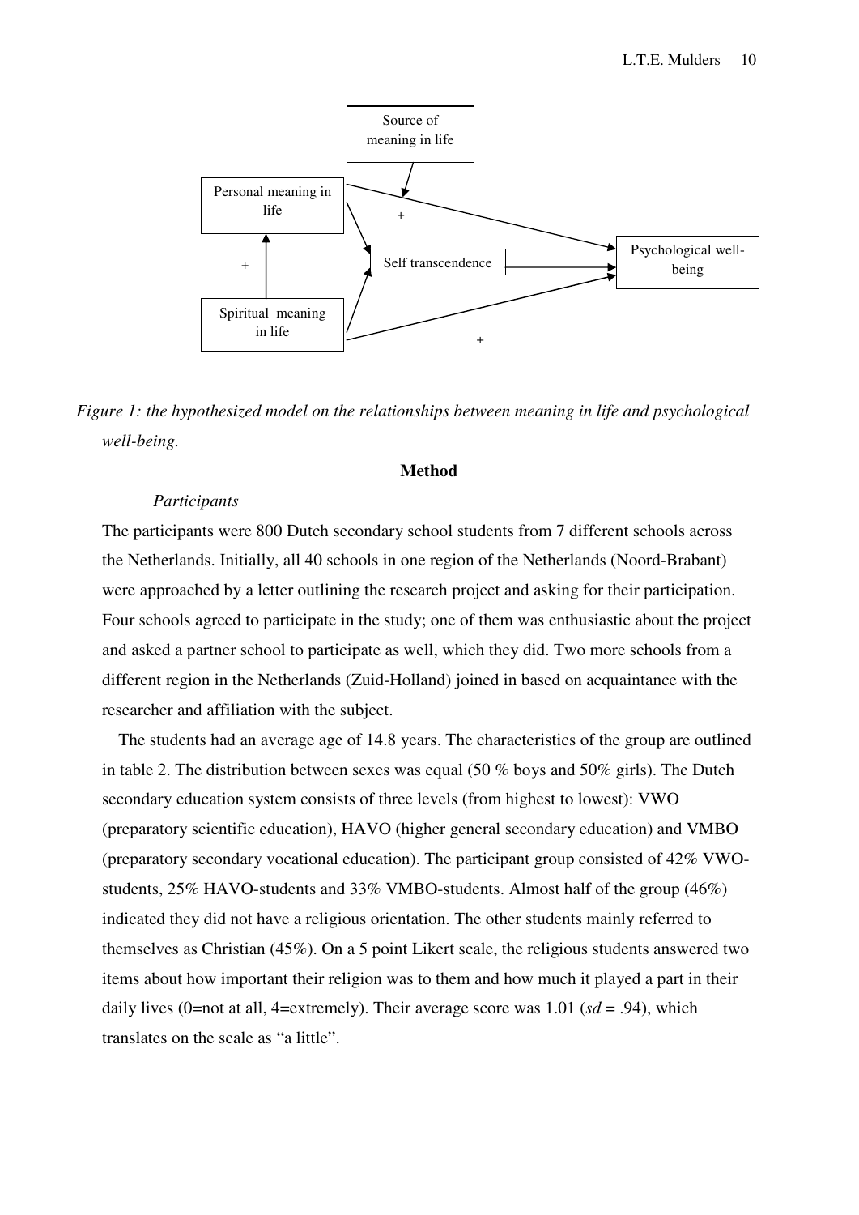*Figure 1: the hypothesized model on the relationships between meaning in life and psychological well-being.*

## Method

### *Participants*

The participants were 800 Dutch secondary school students from 7 different schools across the Netherlands. Initially, all 40 schools in one region of the Netherlands (Noord-Brabant) were approached by a letter outlining the research project and asking for their participation. Four schools agreed to participate in the study; one of them was enthusiastic about the project and asked a partner school to participate as well, which they did. Two more schools from a different region in the Netherlands (Zuid-Holland) joined in based on acquaintance with the researcher and affiliation with the subject.

The students had an average age of 14.8 years. The characteristics of the group are outlined in table 2. The distribution between sexes was equal (50 % boys and 50% girls). The Dutch secondary education system consists of three levels (from highest to lowest): VWO (preparatory scientific education), HAVO (higher general secondary education) and VMBO (preparatory secondary vocational education). The participant group consisted of 42% VWO-students, 25% HAVO-students and 33% VMBO-students. Almost half of the group (46%) indicated they did not have a religious orientation. The other students mainly referred to themselves as Christian (45%). On a 5 point Likert scale, the religious students answered two items about how important their religion was to them and how much it played a part in their daily lives (0=not at all, 4=extremely). Their average score was 1.01 (*sd* = .94), which translates on the scale as “a little”.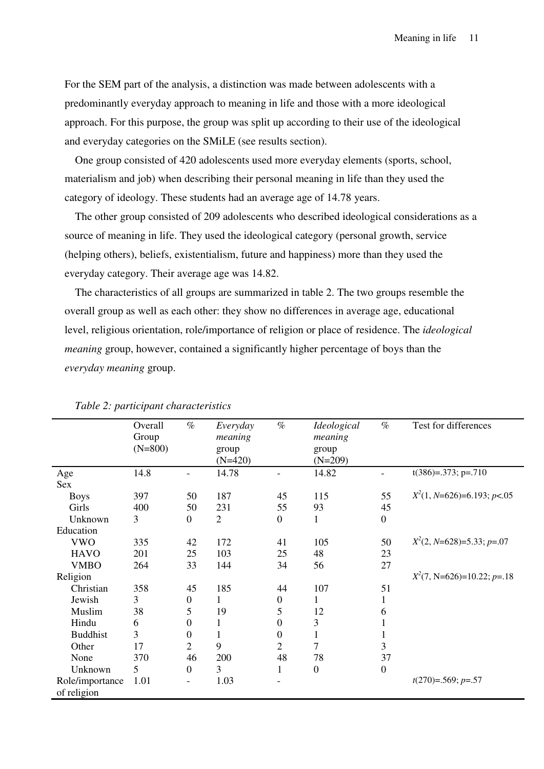For the SEM part of the analysis, a distinction was made between adolescents with a predominantly everyday approach to meaning in life and those with a more ideological approach. For this purpose, the group was split up according to their use of the ideological and everyday categories on the SMiLE (see results section).

One group consisted of 420 adolescents used more everyday elements (sports, school, materialism and job) when describing their personal meaning in life than they used the category of ideology. These students had an average age of 14.78 years.

The other group consisted of 209 adolescents who described ideological considerations as a source of meaning in life. They used the ideological category (personal growth, service (helping others), beliefs, existentialism, future and happiness) more than they used the everyday category. Their average age was 14.82.

The characteristics of all groups are summarized in table 2. The two groups resemble the overall group as well as each other: they show no differences in average age, educational level, religious orientation, role/importance of religion or place of residence. The *ideological meaning* group, however, contained a significantly higher percentage of boys than the *everyday meaning* group.

*Table 2: participant characteristics*

| | Overall Group (N=800) | % | *Everyday meaning* group (N=420) | % | *Ideological meaning* group (N=209) | % | Test for differences |
|---|---|---|---|---|---|---|---|
| Age | 14.8 | - | 14.78 | - | 14.82 | - | t(386)=.373; p=.710 |
| Sex | | | | | | | |
| Boys | 397 | 50 | 187 | 45 | 115 | 55 | $X^2(1, N=626)=6.193; p<.05$ |
| Girls | 400 | 50 | 231 | 55 | 93 | 45 | |
| Unknown | 3 | 0 | 2 | 0 | 1 | 0 | |
| Education | | | | | | | |
| VWO | 335 | 42 | 172 | 41 | 105 | 50 | $X^2(2, N=628)=5.33; p=.07$ |
| HAVO | 201 | 25 | 103 | 25 | 48 | 23 | |
| VMBO | 264 | 33 | 144 | 34 | 56 | 27 | |
| Religion | | | | | | | $X^2(7, N=626)=10.22; p=.18$ |
| Christian | 358 | 45 | 185 | 44 | 107 | 51 | |
| Jewish | 3 | 0 | 1 | 0 | 1 | 1 | |
| Muslim | 38 | 5 | 19 | 5 | 12 | 6 | |
| Hindu | 6 | 0 | 1 | 0 | 3 | 1 | |
| Buddhist | 3 | 0 | 1 | 0 | 1 | 1 | |
| Other | 17 | 2 | 9 | 2 | 7 | 3 | |
| None | 370 | 46 | 200 | 48 | 78 | 37 | |
| Unknown | 5 | 0 | 3 | 1 | 0 | 0 | |
| Role/importance of religion | 1.01 | - | 1.03 | - | | | $t(270)=.569; p=.57$ |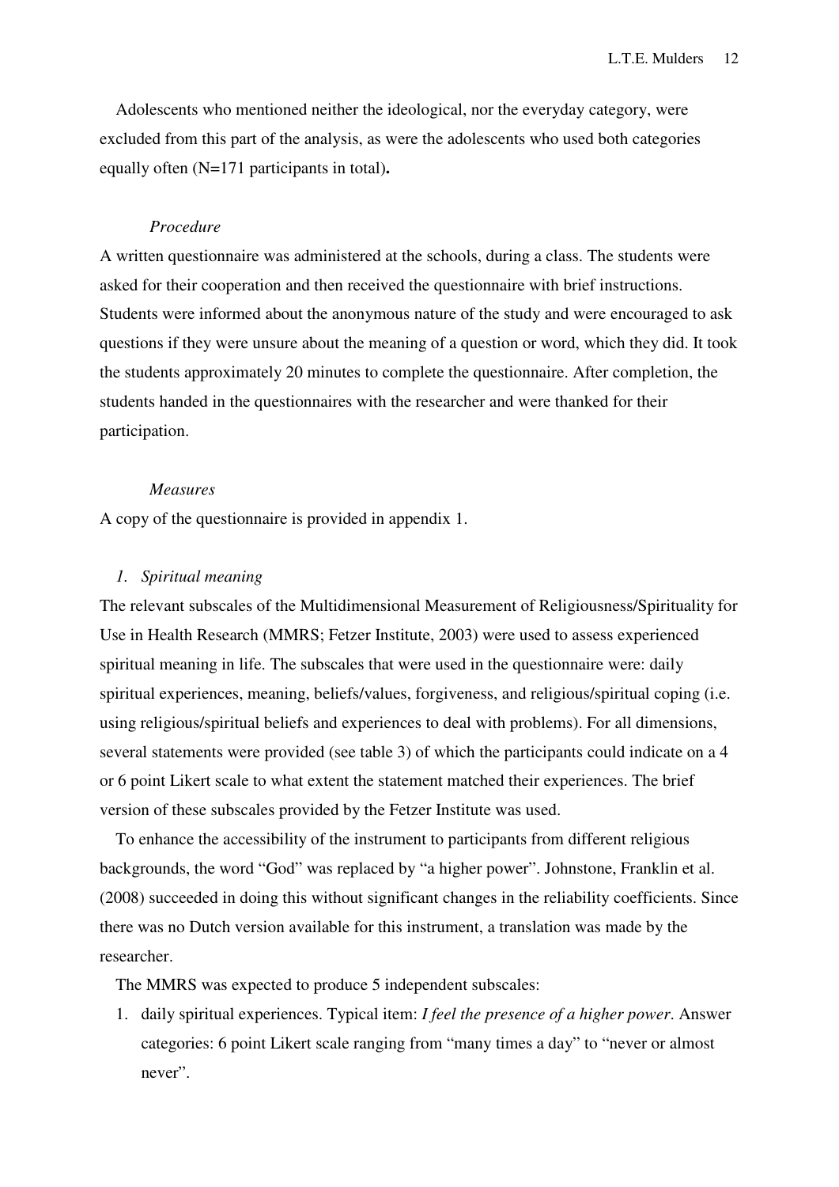Adolescents who mentioned neither the ideological, nor the everyday category, were excluded from this part of the analysis, as were the adolescents who used both categories equally often (N=171 participants in total)**.**

*Procedure*

A written questionnaire was administered at the schools, during a class. The students were asked for their cooperation and then received the questionnaire with brief instructions. Students were informed about the anonymous nature of the study and were encouraged to ask questions if they were unsure about the meaning of a question or word, which they did. It took the students approximately 20 minutes to complete the questionnaire. After completion, the students handed in the questionnaires with the researcher and were thanked for their participation.

*Measures*

A copy of the questionnaire is provided in appendix 1.

*1. Spiritual meaning*

The relevant subscales of the Multidimensional Measurement of Religiousness/Spirituality for Use in Health Research (MMRS; Fetzer Institute, 2003) were used to assess experienced spiritual meaning in life. The subscales that were used in the questionnaire were: daily spiritual experiences, meaning, beliefs/values, forgiveness, and religious/spiritual coping (i.e. using religious/spiritual beliefs and experiences to deal with problems). For all dimensions, several statements were provided (see table 3) of which the participants could indicate on a 4 or 6 point Likert scale to what extent the statement matched their experiences. The brief version of these subscales provided by the Fetzer Institute was used.

To enhance the accessibility of the instrument to participants from different religious backgrounds, the word "God" was replaced by "a higher power". Johnstone, Franklin et al. (2008) succeeded in doing this without significant changes in the reliability coefficients. Since there was no Dutch version available for this instrument, a translation was made by the researcher.

The MMRS was expected to produce 5 independent subscales:

1. daily spiritual experiences. Typical item: *I feel the presence of a higher power*. Answer categories: 6 point Likert scale ranging from "many times a day" to "never or almost never".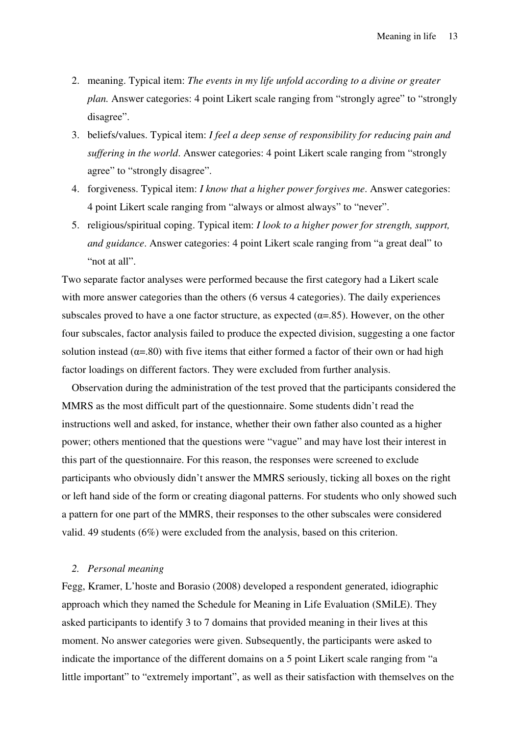2. meaning. Typical item: *The events in my life unfold according to a divine or greater plan.* Answer categories: 4 point Likert scale ranging from "strongly agree" to "strongly disagree".
3. beliefs/values. Typical item: *I feel a deep sense of responsibility for reducing pain and suffering in the world*. Answer categories: 4 point Likert scale ranging from "strongly agree" to "strongly disagree".
4. forgiveness. Typical item: *I know that a higher power forgives me*. Answer categories: 4 point Likert scale ranging from "always or almost always" to "never".
5. religious/spiritual coping. Typical item: *I look to a higher power for strength, support, and guidance*. Answer categories: 4 point Likert scale ranging from "a great deal" to "not at all".

Two separate factor analyses were performed because the first category had a Likert scale with more answer categories than the others (6 versus 4 categories). The daily experiences subscales proved to have a one factor structure, as expected ($\alpha$=.85). However, on the other four subscales, factor analysis failed to produce the expected division, suggesting a one factor solution instead ($\alpha$=.80) with five items that either formed a factor of their own or had high factor loadings on different factors. They were excluded from further analysis.

Observation during the administration of the test proved that the participants considered the MMRS as the most difficult part of the questionnaire. Some students didn't read the instructions well and asked, for instance, whether their own father also counted as a higher power; others mentioned that the questions were "vague" and may have lost their interest in this part of the questionnaire. For this reason, the responses were screened to exclude participants who obviously didn't answer the MMRS seriously, ticking all boxes on the right or left hand side of the form or creating diagonal patterns. For students who only showed such a pattern for one part of the MMRS, their responses to the other subscales were considered valid. 49 students (6%) were excluded from the analysis, based on this criterion.

*2. Personal meaning*

Fegg, Kramer, L'hoste and Borasio (2008) developed a respondent generated, idiographic approach which they named the Schedule for Meaning in Life Evaluation (SMiLE). They asked participants to identify 3 to 7 domains that provided meaning in their lives at this moment. No answer categories were given. Subsequently, the participants were asked to indicate the importance of the different domains on a 5 point Likert scale ranging from "a little important" to "extremely important", as well as their satisfaction with themselves on the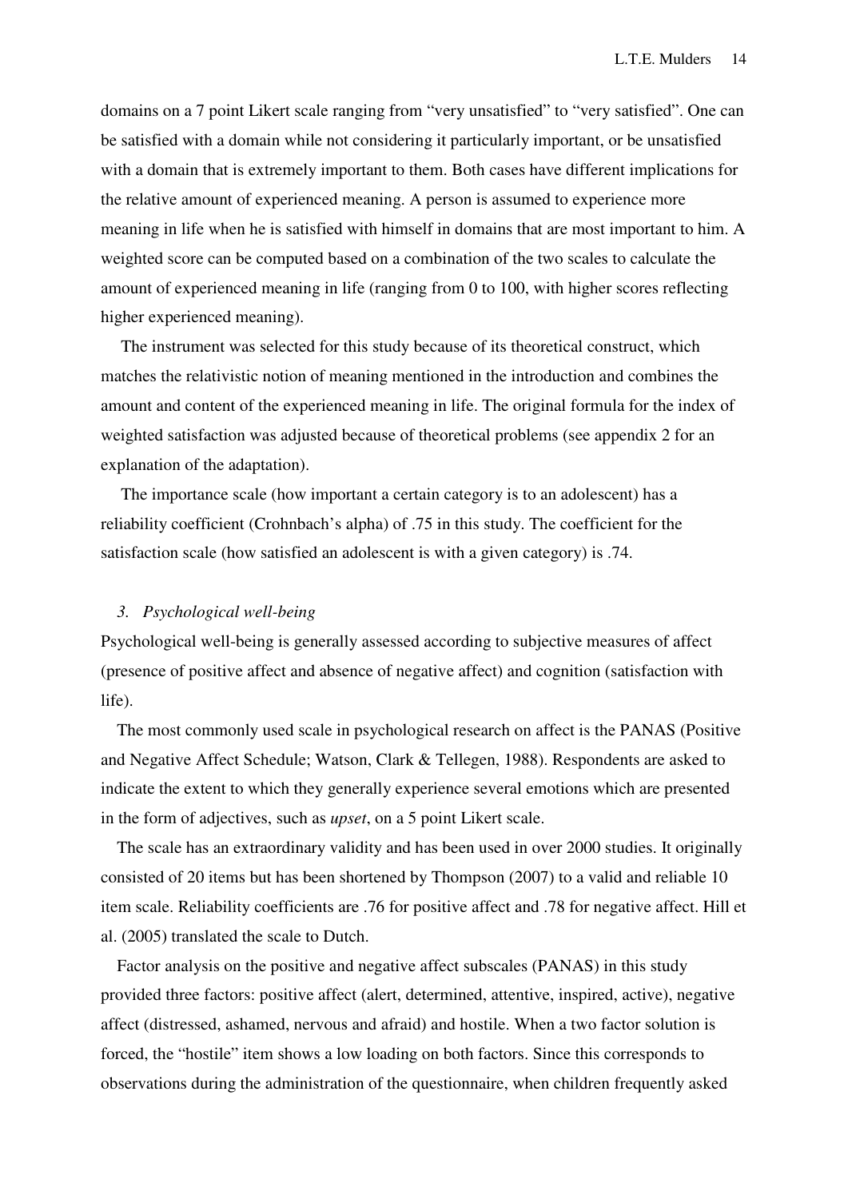domains on a 7 point Likert scale ranging from "very unsatisfied" to "very satisfied". One can be satisfied with a domain while not considering it particularly important, or be unsatisfied with a domain that is extremely important to them. Both cases have different implications for the relative amount of experienced meaning. A person is assumed to experience more meaning in life when he is satisfied with himself in domains that are most important to him. A weighted score can be computed based on a combination of the two scales to calculate the amount of experienced meaning in life (ranging from 0 to 100, with higher scores reflecting higher experienced meaning).

The instrument was selected for this study because of its theoretical construct, which matches the relativistic notion of meaning mentioned in the introduction and combines the amount and content of the experienced meaning in life. The original formula for the index of weighted satisfaction was adjusted because of theoretical problems (see appendix 2 for an explanation of the adaptation).

The importance scale (how important a certain category is to an adolescent) has a reliability coefficient (Crohnbach's alpha) of .75 in this study. The coefficient for the satisfaction scale (how satisfied an adolescent is with a given category) is .74.

### *3. Psychological well-being*

Psychological well-being is generally assessed according to subjective measures of affect (presence of positive affect and absence of negative affect) and cognition (satisfaction with life).

The most commonly used scale in psychological research on affect is the PANAS (Positive and Negative Affect Schedule; Watson, Clark & Tellegen, 1988). Respondents are asked to indicate the extent to which they generally experience several emotions which are presented in the form of adjectives, such as *upset*, on a 5 point Likert scale.

The scale has an extraordinary validity and has been used in over 2000 studies. It originally consisted of 20 items but has been shortened by Thompson (2007) to a valid and reliable 10 item scale. Reliability coefficients are .76 for positive affect and .78 for negative affect. Hill et al. (2005) translated the scale to Dutch.

Factor analysis on the positive and negative affect subscales (PANAS) in this study provided three factors: positive affect (alert, determined, attentive, inspired, active), negative affect (distressed, ashamed, nervous and afraid) and hostile. When a two factor solution is forced, the "hostile" item shows a low loading on both factors. Since this corresponds to observations during the administration of the questionnaire, when children frequently asked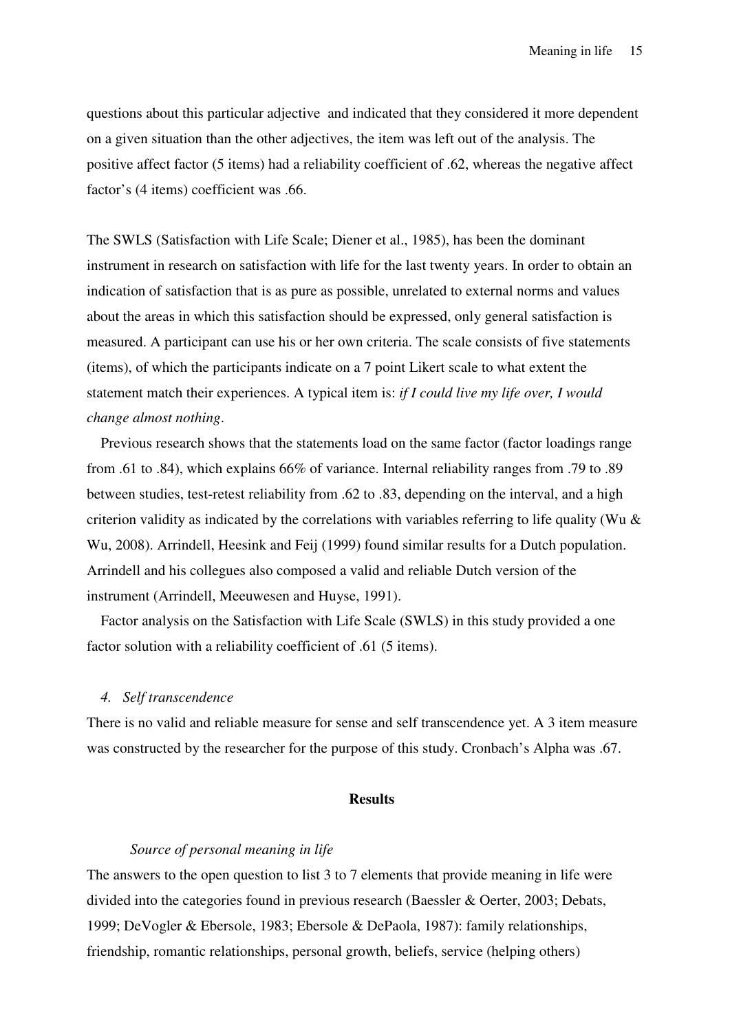questions about this particular adjective and indicated that they considered it more dependent on a given situation than the other adjectives, the item was left out of the analysis. The positive affect factor (5 items) had a reliability coefficient of .62, whereas the negative affect factor's (4 items) coefficient was .66.

The SWLS (Satisfaction with Life Scale; Diener et al., 1985), has been the dominant instrument in research on satisfaction with life for the last twenty years. In order to obtain an indication of satisfaction that is as pure as possible, unrelated to external norms and values about the areas in which this satisfaction should be expressed, only general satisfaction is measured. A participant can use his or her own criteria. The scale consists of five statements (items), of which the participants indicate on a 7 point Likert scale to what extent the statement match their experiences. A typical item is: *if I could live my life over, I would change almost nothing*.

Previous research shows that the statements load on the same factor (factor loadings range from .61 to .84), which explains 66% of variance. Internal reliability ranges from .79 to .89 between studies, test-retest reliability from .62 to .83, depending on the interval, and a high criterion validity as indicated by the correlations with variables referring to life quality (Wu & Wu, 2008). Arrindell, Heesink and Feij (1999) found similar results for a Dutch population. Arrindell and his collegues also composed a valid and reliable Dutch version of the instrument (Arrindell, Meeuwesen and Huyse, 1991).

Factor analysis on the Satisfaction with Life Scale (SWLS) in this study provided a one factor solution with a reliability coefficient of .61 (5 items).

*4. Self transcendence*

There is no valid and reliable measure for sense and self transcendence yet. A 3 item measure was constructed by the researcher for the purpose of this study. Cronbach's Alpha was .67.

## Results

*Source of personal meaning in life*

The answers to the open question to list 3 to 7 elements that provide meaning in life were divided into the categories found in previous research (Baessler & Oerter, 2003; Debats, 1999; DeVogler & Ebersole, 1983; Ebersole & DePaola, 1987): family relationships, friendship, romantic relationships, personal growth, beliefs, service (helping others)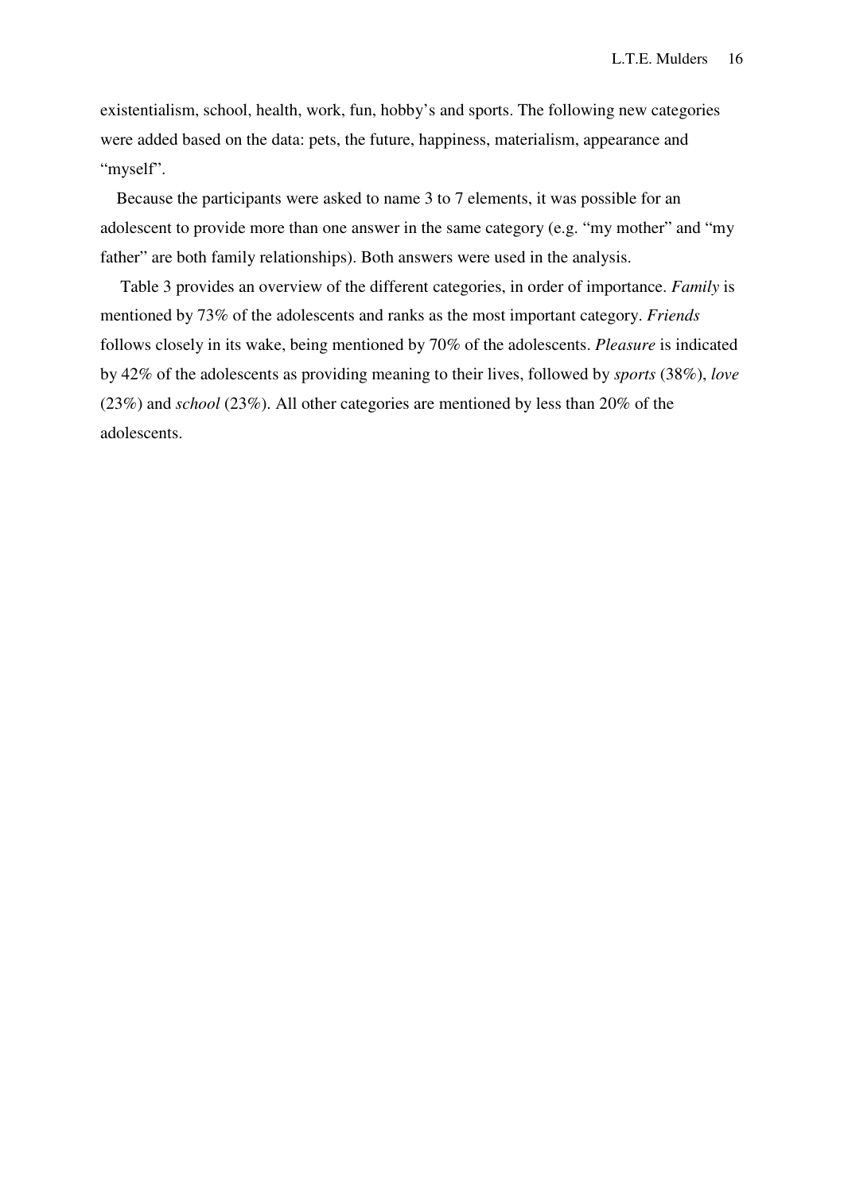existentialism, school, health, work, fun, hobby's and sports. The following new categories were added based on the data: pets, the future, happiness, materialism, appearance and "myself".

Because the participants were asked to name 3 to 7 elements, it was possible for an adolescent to provide more than one answer in the same category (e.g. "my mother" and "my father" are both family relationships). Both answers were used in the analysis.

Table 3 provides an overview of the different categories, in order of importance. *Family* is mentioned by 73% of the adolescents and ranks as the most important category. *Friends* follows closely in its wake, being mentioned by 70% of the adolescents. *Pleasure* is indicated by 42% of the adolescents as providing meaning to their lives, followed by *sports* (38%), *love* (23%) and *school* (23%). All other categories are mentioned by less than 20% of the adolescents.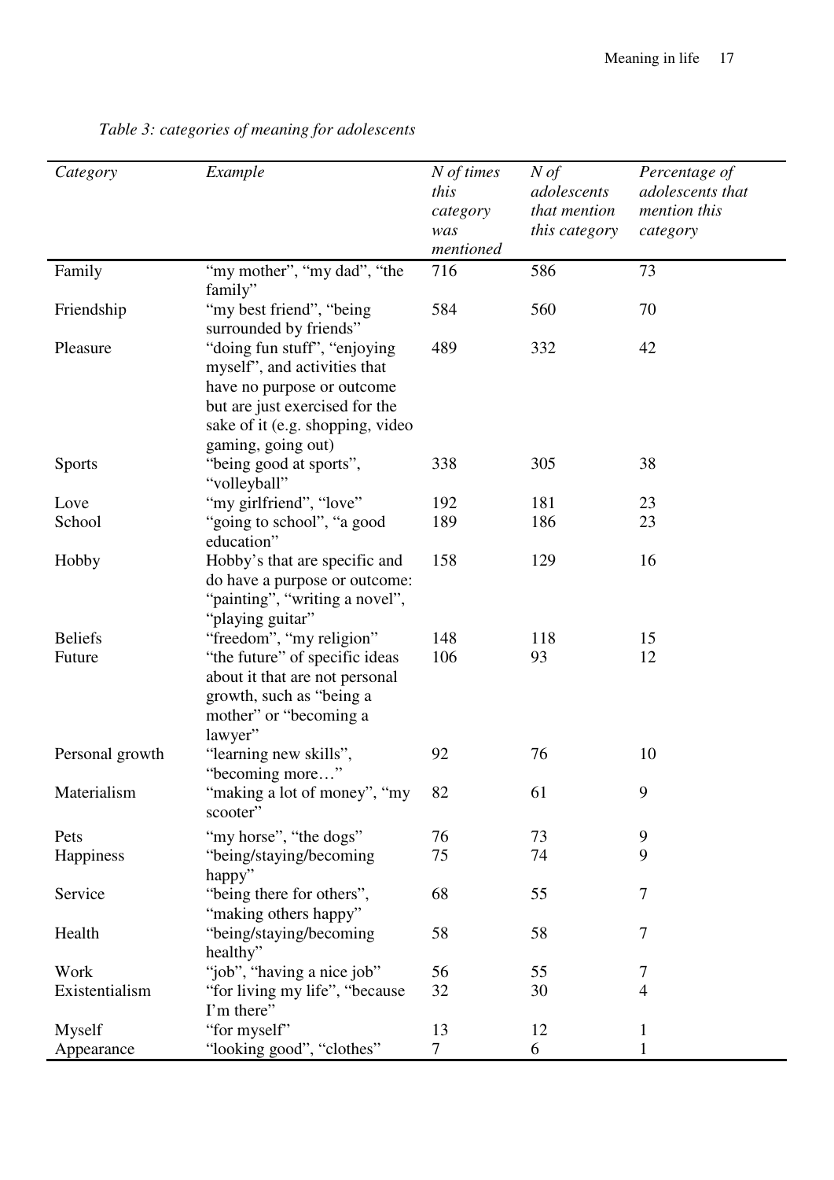*Table 3: categories of meaning for adolescents*

| *Category* | *Example* | *N of times this category was mentioned* | *N of adolescents that mention this category* | *Percentage of adolescents that mention this category* |
|---|---|---|---|---|
| Family | "my mother", "my dad", "the family" | 716 | 586 | 73 |
| Friendship | "my best friend", "being surrounded by friends" | 584 | 560 | 70 |
| Pleasure | "doing fun stuff", "enjoying myself", and activities that have no purpose or outcome but are just exercised for the sake of it (e.g. shopping, video gaming, going out) | 489 | 332 | 42 |
| Sports | "being good at sports", "volleyball" | 338 | 305 | 38 |
| Love | "my girlfriend", "love" | 192 | 181 | 23 |
| School | "going to school", "a good education" | 189 | 186 | 23 |
| Hobby | Hobby's that are specific and do have a purpose or outcome: "painting", "writing a novel", "playing guitar" | 158 | 129 | 16 |
| Beliefs | "freedom", "my religion" | 148 | 118 | 15 |
| Future | "the future" of specific ideas about it that are not personal growth, such as "being a mother" or "becoming a lawyer" | 106 | 93 | 12 |
| Personal growth | "learning new skills", "becoming more…" | 92 | 76 | 10 |
| Materialism | "making a lot of money", "my scooter" | 82 | 61 | 9 |
| Pets | "my horse", "the dogs" | 76 | 73 | 9 |
| Happiness | "being/staying/becoming happy" | 75 | 74 | 9 |
| Service | "being there for others", "making others happy" | 68 | 55 | 7 |
| Health | "being/staying/becoming healthy" | 58 | 58 | 7 |
| Work | "job", "having a nice job" | 56 | 55 | 7 |
| Existentialism | "for living my life", "because I'm there" | 32 | 30 | 4 |
| Myself | "for myself" | 13 | 12 | 1 |
| Appearance | "looking good", "clothes" | 7 | 6 | 1 |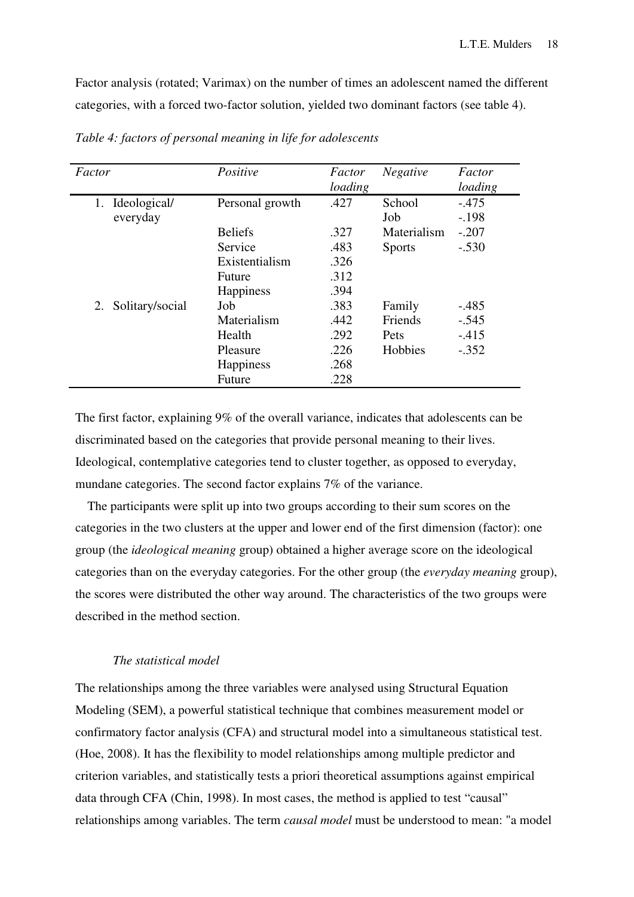Factor analysis (rotated; Varimax) on the number of times an adolescent named the different categories, with a forced two-factor solution, yielded two dominant factors (see table 4).

*Table 4: factors of personal meaning in life for adolescents*

| *Factor* | *Positive* | *Factor loading* | *Negative* | *Factor loading* |
|---|---|---|---|---|
| 1. Ideological/ everyday | Personal growth | .427 | School<br>Job | -.475<br>-.198 |
| | Beliefs | .327 | Materialism | -.207 |
| | Service | .483 | Sports | -.530 |
| | Existentialism | .326 | | |
| | Future | .312 | | |
| | Happiness | .394 | | |
| 2. Solitary/social | Job | .383 | Family | -.485 |
| | Materialism | .442 | Friends | -.545 |
| | Health | .292 | Pets | -.415 |
| | Pleasure | .226 | Hobbies | -.352 |
| | Happiness | .268 | | |
| | Future | .228 | | |

The first factor, explaining 9% of the overall variance, indicates that adolescents can be discriminated based on the categories that provide personal meaning to their lives. Ideological, contemplative categories tend to cluster together, as opposed to everyday, mundane categories. The second factor explains 7% of the variance.

The participants were split up into two groups according to their sum scores on the categories in the two clusters at the upper and lower end of the first dimension (factor): one group (the *ideological meaning* group) obtained a higher average score on the ideological categories than on the everyday categories. For the other group (the *everyday meaning* group), the scores were distributed the other way around. The characteristics of the two groups were described in the method section.

*The statistical model*

The relationships among the three variables were analysed using Structural Equation Modeling (SEM), a powerful statistical technique that combines measurement model or confirmatory factor analysis (CFA) and structural model into a simultaneous statistical test. (Hoe, 2008). It has the flexibility to model relationships among multiple predictor and criterion variables, and statistically tests a priori theoretical assumptions against empirical data through CFA (Chin, 1998). In most cases, the method is applied to test "causal" relationships among variables. The term *causal model* must be understood to mean: "a model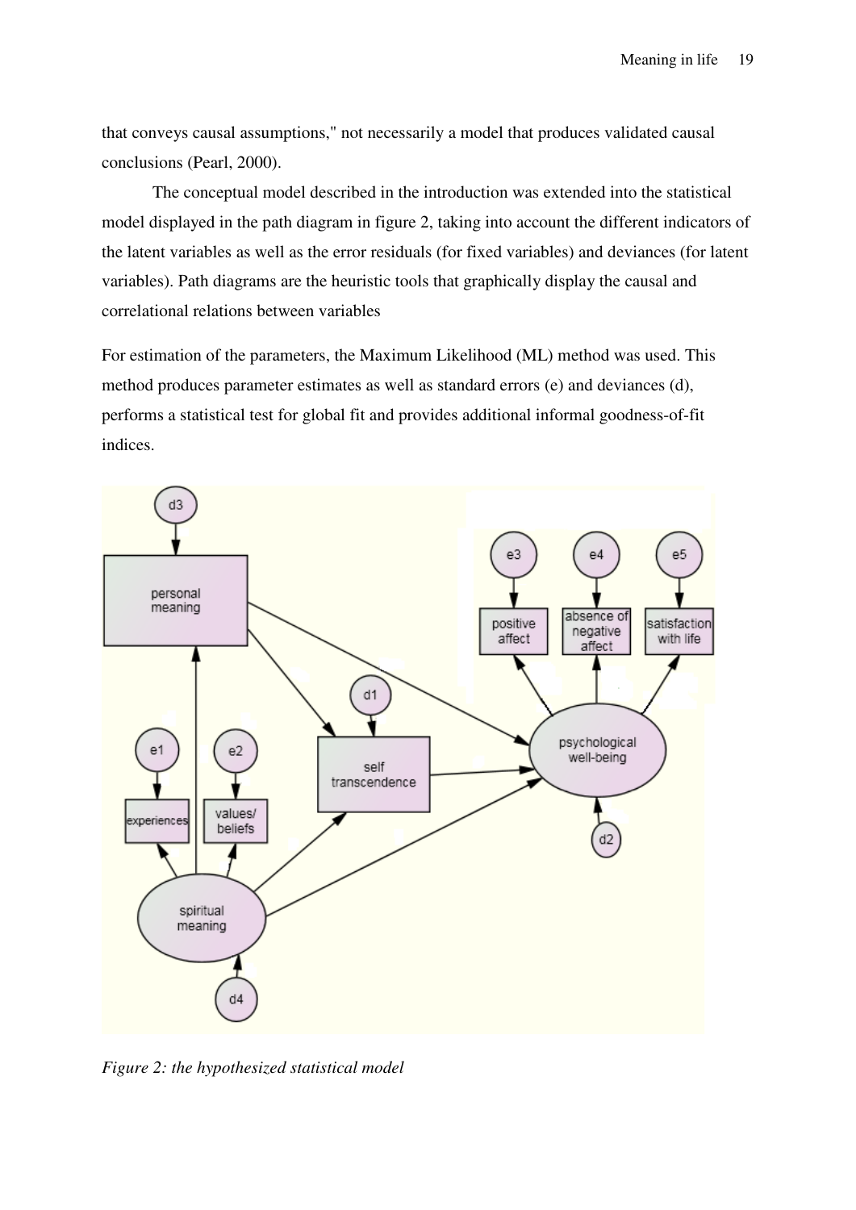that conveys causal assumptions," not necessarily a model that produces validated causal conclusions (Pearl, 2000).

The conceptual model described in the introduction was extended into the statistical model displayed in the path diagram in figure 2, taking into account the different indicators of the latent variables as well as the error residuals (for fixed variables) and deviances (for latent variables). Path diagrams are the heuristic tools that graphically display the causal and correlational relations between variables

For estimation of the parameters, the Maximum Likelihood (ML) method was used. This method produces parameter estimates as well as standard errors (e) and deviances (d), performs a statistical test for global fit and provides additional informal goodness-of-fit indices.

*Figure 2: the hypothesized statistical model*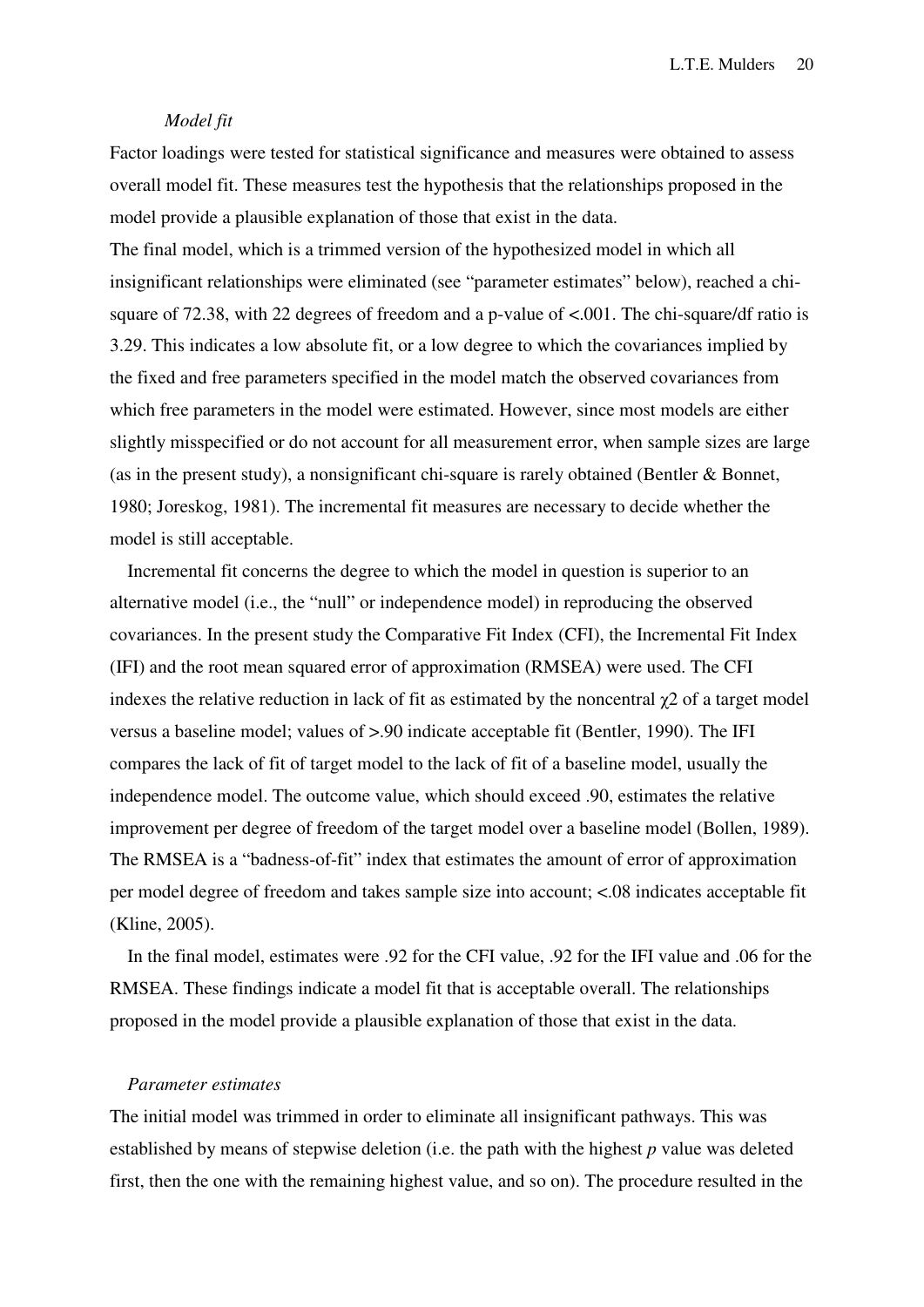*Model fit*

Factor loadings were tested for statistical significance and measures were obtained to assess overall model fit. These measures test the hypothesis that the relationships proposed in the model provide a plausible explanation of those that exist in the data.

The final model, which is a trimmed version of the hypothesized model in which all insignificant relationships were eliminated (see "parameter estimates" below), reached a chi-square of 72.38, with 22 degrees of freedom and a p-value of <.001. The chi-square/df ratio is 3.29. This indicates a low absolute fit, or a low degree to which the covariances implied by the fixed and free parameters specified in the model match the observed covariances from which free parameters in the model were estimated. However, since most models are either slightly misspecified or do not account for all measurement error, when sample sizes are large (as in the present study), a nonsignificant chi-square is rarely obtained (Bentler & Bonnet, 1980; Joreskog, 1981). The incremental fit measures are necessary to decide whether the model is still acceptable.

Incremental fit concerns the degree to which the model in question is superior to an alternative model (i.e., the "null" or independence model) in reproducing the observed covariances. In the present study the Comparative Fit Index (CFI), the Incremental Fit Index (IFI) and the root mean squared error of approximation (RMSEA) were used. The CFI indexes the relative reduction in lack of fit as estimated by the noncentral $\chi^2$ of a target model versus a baseline model; values of >.90 indicate acceptable fit (Bentler, 1990). The IFI compares the lack of fit of target model to the lack of fit of a baseline model, usually the independence model. The outcome value, which should exceed .90, estimates the relative improvement per degree of freedom of the target model over a baseline model (Bollen, 1989). The RMSEA is a "badness-of-fit" index that estimates the amount of error of approximation per model degree of freedom and takes sample size into account; <.08 indicates acceptable fit (Kline, 2005).

In the final model, estimates were .92 for the CFI value, .92 for the IFI value and .06 for the RMSEA. These findings indicate a model fit that is acceptable overall. The relationships proposed in the model provide a plausible explanation of those that exist in the data.

*Parameter estimates*

The initial model was trimmed in order to eliminate all insignificant pathways. This was established by means of stepwise deletion (i.e. the path with the highest *p* value was deleted first, then the one with the remaining highest value, and so on). The procedure resulted in the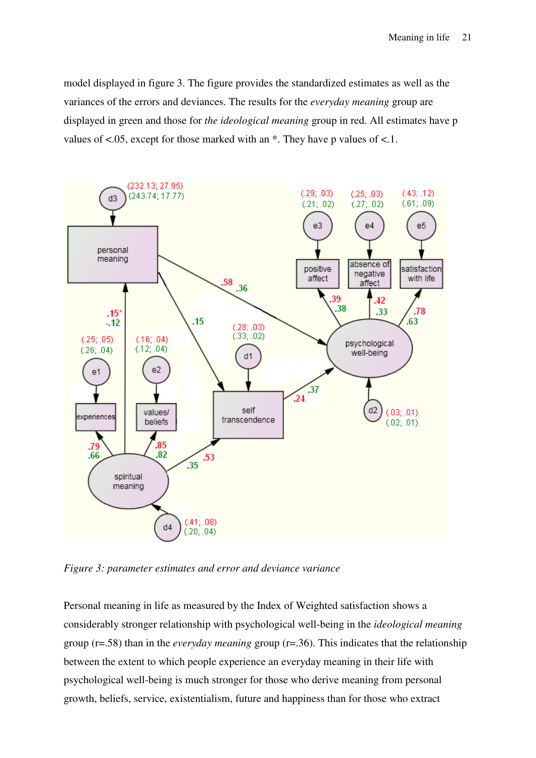model displayed in figure 3. The figure provides the standardized estimates as well as the variances of the errors and deviances. The results for the *everyday meaning* group are displayed in green and those for *the ideological meaning* group in red. All estimates have p values of <.05, except for those marked with an *. They have p values of <.1.

*Figure 3: parameter estimates and error and deviance variance*

Personal meaning in life as measured by the Index of Weighted satisfaction shows a considerably stronger relationship with psychological well-being in the *ideological meaning* group (r=.58) than in the *everyday meaning* group (r=.36). This indicates that the relationship between the extent to which people experience an everyday meaning in their life with psychological well-being is much stronger for those who derive meaning from personal growth, beliefs, service, existentialism, future and happiness than for those who extract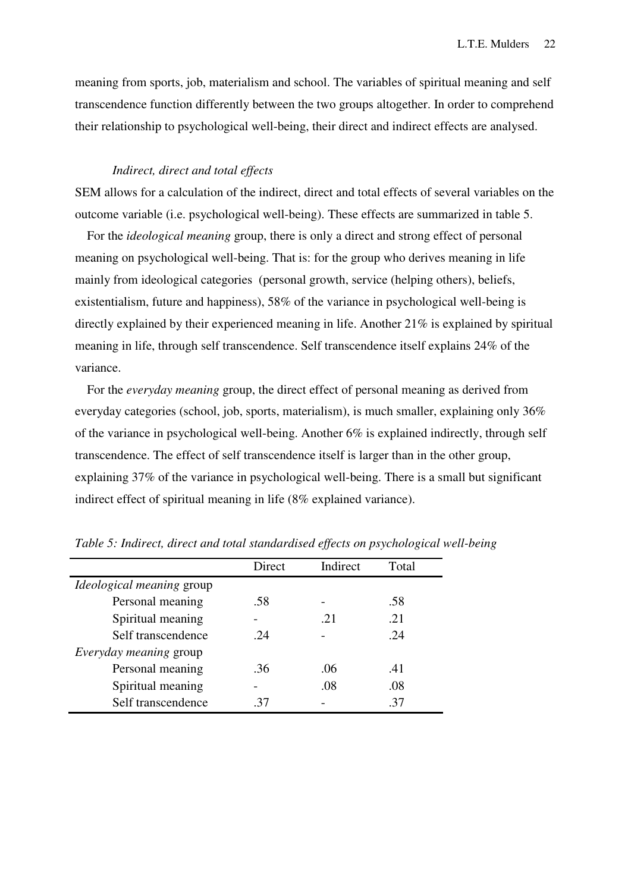meaning from sports, job, materialism and school. The variables of spiritual meaning and self transcendence function differently between the two groups altogether. In order to comprehend their relationship to psychological well-being, their direct and indirect effects are analysed.

*Indirect, direct and total effects*

SEM allows for a calculation of the indirect, direct and total effects of several variables on the outcome variable (i.e. psychological well-being). These effects are summarized in table 5.

For the *ideological meaning* group, there is only a direct and strong effect of personal meaning on psychological well-being. That is: for the group who derives meaning in life mainly from ideological categories (personal growth, service (helping others), beliefs, existentialism, future and happiness), 58% of the variance in psychological well-being is directly explained by their experienced meaning in life. Another 21% is explained by spiritual meaning in life, through self transcendence. Self transcendence itself explains 24% of the variance.

For the *everyday meaning* group, the direct effect of personal meaning as derived from everyday categories (school, job, sports, materialism), is much smaller, explaining only 36% of the variance in psychological well-being. Another 6% is explained indirectly, through self transcendence. The effect of self transcendence itself is larger than in the other group, explaining 37% of the variance in psychological well-being. There is a small but significant indirect effect of spiritual meaning in life (8% explained variance).

*Table 5: Indirect, direct and total standardised effects on psychological well-being*

| | Direct | Indirect | Total |
|---|---|---|---|
| *Ideological meaning* group | | | |
| Personal meaning | .58 | - | .58 |
| Spiritual meaning | - | .21 | .21 |
| Self transcendence | .24 | - | .24 |
| *Everyday meaning* group | | | |
| Personal meaning | .36 | .06 | .41 |
| Spiritual meaning | - | .08 | .08 |
| Self transcendence | .37 | - | .37 |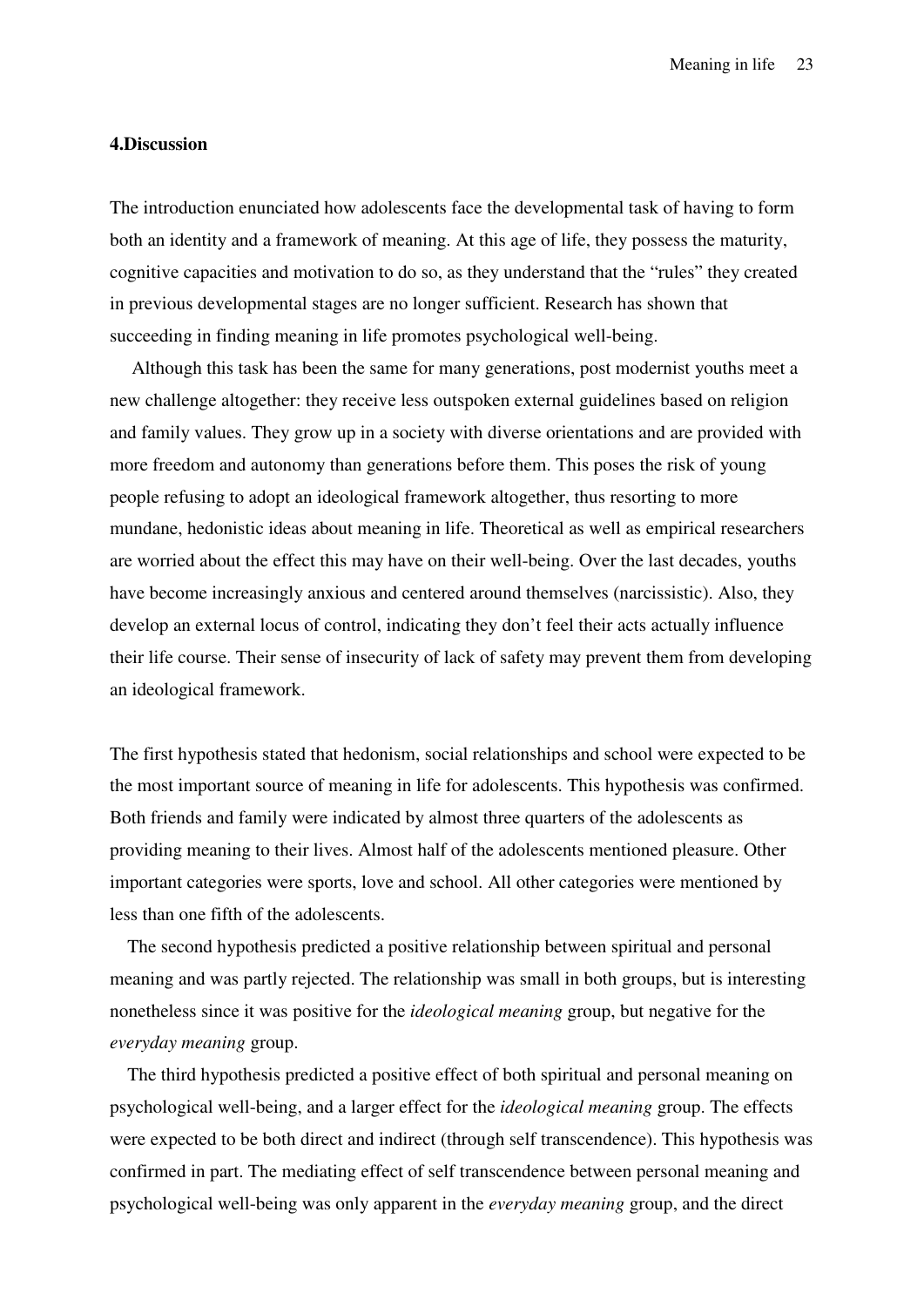## 4.Discussion

The introduction enunciated how adolescents face the developmental task of having to form both an identity and a framework of meaning. At this age of life, they possess the maturity, cognitive capacities and motivation to do so, as they understand that the "rules" they created in previous developmental stages are no longer sufficient. Research has shown that succeeding in finding meaning in life promotes psychological well-being.

Although this task has been the same for many generations, post modernist youths meet a new challenge altogether: they receive less outspoken external guidelines based on religion and family values. They grow up in a society with diverse orientations and are provided with more freedom and autonomy than generations before them. This poses the risk of young people refusing to adopt an ideological framework altogether, thus resorting to more mundane, hedonistic ideas about meaning in life. Theoretical as well as empirical researchers are worried about the effect this may have on their well-being. Over the last decades, youths have become increasingly anxious and centered around themselves (narcissistic). Also, they develop an external locus of control, indicating they don't feel their acts actually influence their life course. Their sense of insecurity of lack of safety may prevent them from developing an ideological framework.

The first hypothesis stated that hedonism, social relationships and school were expected to be the most important source of meaning in life for adolescents. This hypothesis was confirmed. Both friends and family were indicated by almost three quarters of the adolescents as providing meaning to their lives. Almost half of the adolescents mentioned pleasure. Other important categories were sports, love and school. All other categories were mentioned by less than one fifth of the adolescents.

The second hypothesis predicted a positive relationship between spiritual and personal meaning and was partly rejected. The relationship was small in both groups, but is interesting nonetheless since it was positive for the *ideological meaning* group, but negative for the *everyday meaning* group.

The third hypothesis predicted a positive effect of both spiritual and personal meaning on psychological well-being, and a larger effect for the *ideological meaning* group. The effects were expected to be both direct and indirect (through self transcendence). This hypothesis was confirmed in part. The mediating effect of self transcendence between personal meaning and psychological well-being was only apparent in the *everyday meaning* group, and the direct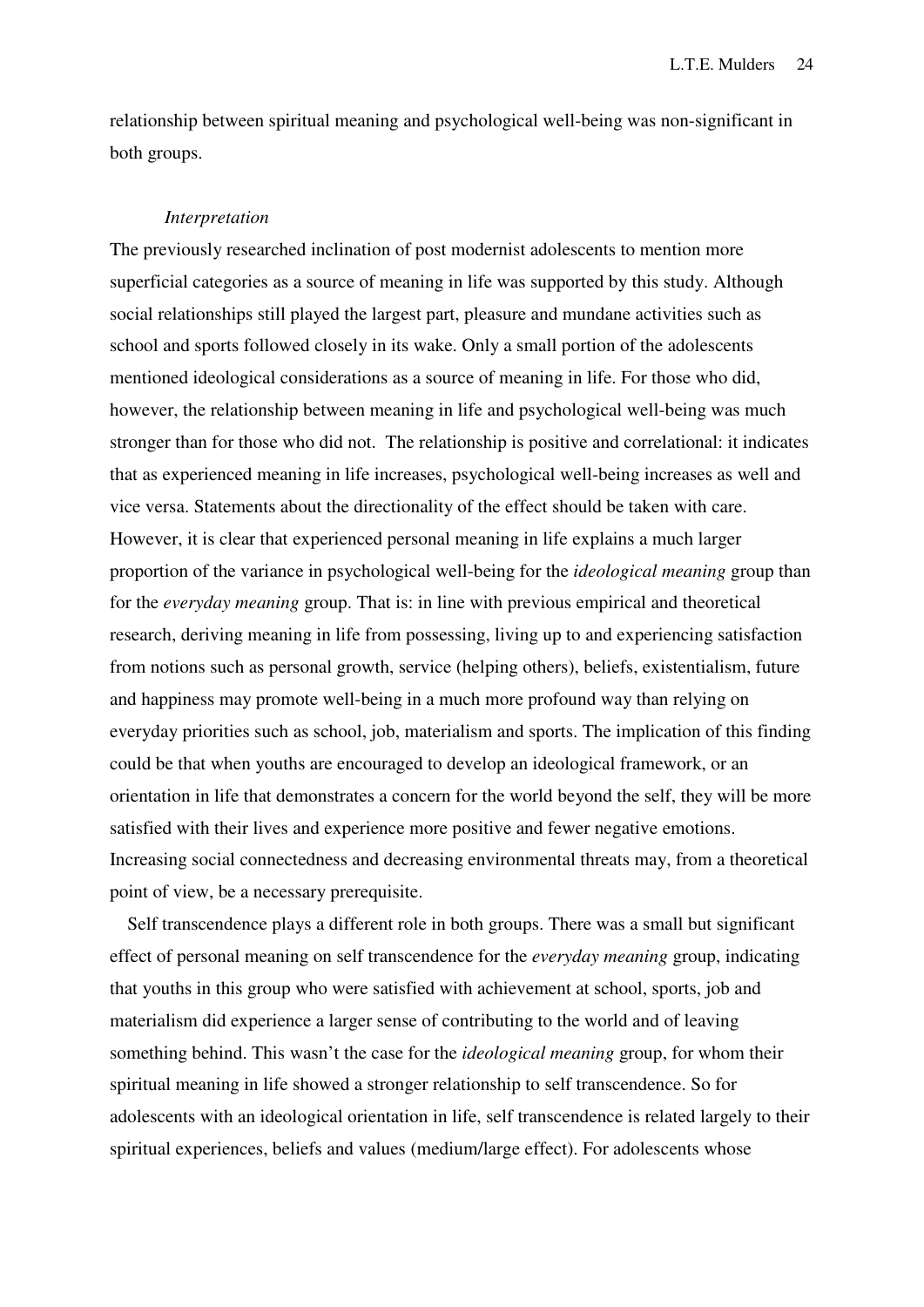relationship between spiritual meaning and psychological well-being was non-significant in both groups.

*Interpretation*

The previously researched inclination of post modernist adolescents to mention more superficial categories as a source of meaning in life was supported by this study. Although social relationships still played the largest part, pleasure and mundane activities such as school and sports followed closely in its wake. Only a small portion of the adolescents mentioned ideological considerations as a source of meaning in life. For those who did, however, the relationship between meaning in life and psychological well-being was much stronger than for those who did not. The relationship is positive and correlational: it indicates that as experienced meaning in life increases, psychological well-being increases as well and vice versa. Statements about the directionality of the effect should be taken with care. However, it is clear that experienced personal meaning in life explains a much larger proportion of the variance in psychological well-being for the *ideological meaning* group than for the *everyday meaning* group. That is: in line with previous empirical and theoretical research, deriving meaning in life from possessing, living up to and experiencing satisfaction from notions such as personal growth, service (helping others), beliefs, existentialism, future and happiness may promote well-being in a much more profound way than relying on everyday priorities such as school, job, materialism and sports. The implication of this finding could be that when youths are encouraged to develop an ideological framework, or an orientation in life that demonstrates a concern for the world beyond the self, they will be more satisfied with their lives and experience more positive and fewer negative emotions. Increasing social connectedness and decreasing environmental threats may, from a theoretical point of view, be a necessary prerequisite.

Self transcendence plays a different role in both groups. There was a small but significant effect of personal meaning on self transcendence for the *everyday meaning* group, indicating that youths in this group who were satisfied with achievement at school, sports, job and materialism did experience a larger sense of contributing to the world and of leaving something behind. This wasn't the case for the *ideological meaning* group, for whom their spiritual meaning in life showed a stronger relationship to self transcendence. So for adolescents with an ideological orientation in life, self transcendence is related largely to their spiritual experiences, beliefs and values (medium/large effect). For adolescents whose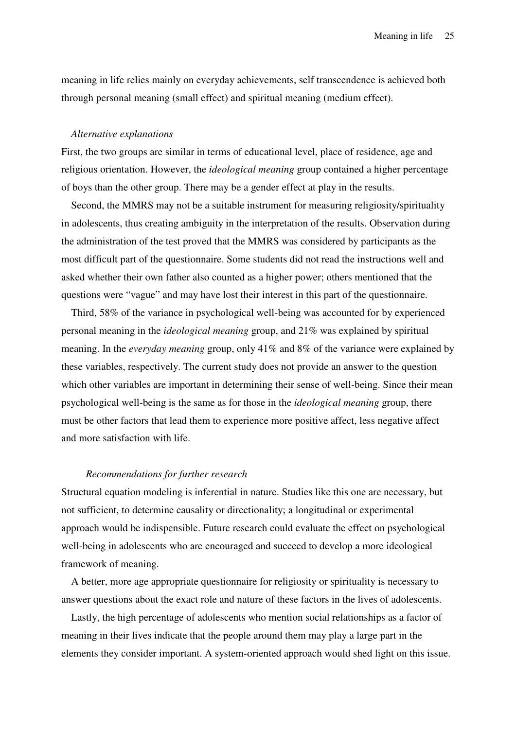meaning in life relies mainly on everyday achievements, self transcendence is achieved both through personal meaning (small effect) and spiritual meaning (medium effect).

### *Alternative explanations*

First, the two groups are similar in terms of educational level, place of residence, age and religious orientation. However, the *ideological meaning* group contained a higher percentage of boys than the other group. There may be a gender effect at play in the results.

Second, the MMRS may not be a suitable instrument for measuring religiosity/spirituality in adolescents, thus creating ambiguity in the interpretation of the results. Observation during the administration of the test proved that the MMRS was considered by participants as the most difficult part of the questionnaire. Some students did not read the instructions well and asked whether their own father also counted as a higher power; others mentioned that the questions were "vague" and may have lost their interest in this part of the questionnaire.

Third, 58% of the variance in psychological well-being was accounted for by experienced personal meaning in the *ideological meaning* group, and 21% was explained by spiritual meaning. In the *everyday meaning* group, only 41% and 8% of the variance were explained by these variables, respectively. The current study does not provide an answer to the question which other variables are important in determining their sense of well-being. Since their mean psychological well-being is the same as for those in the *ideological meaning* group, there must be other factors that lead them to experience more positive affect, less negative affect and more satisfaction with life.

### *Recommendations for further research*

Structural equation modeling is inferential in nature. Studies like this one are necessary, but not sufficient, to determine causality or directionality; a longitudinal or experimental approach would be indispensible. Future research could evaluate the effect on psychological well-being in adolescents who are encouraged and succeed to develop a more ideological framework of meaning.

A better, more age appropriate questionnaire for religiosity or spirituality is necessary to answer questions about the exact role and nature of these factors in the lives of adolescents.

Lastly, the high percentage of adolescents who mention social relationships as a factor of meaning in their lives indicate that the people around them may play a large part in the elements they consider important. A system-oriented approach would shed light on this issue.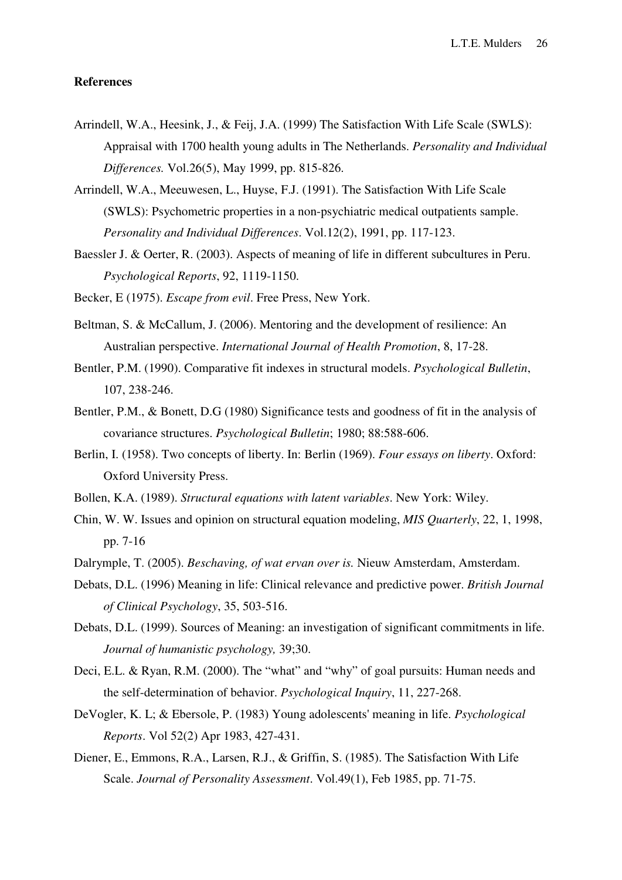**References**

Arrindell, W.A., Heesink, J., & Feij, J.A. (1999) The Satisfaction With Life Scale (SWLS): Appraisal with 1700 health young adults in The Netherlands. *Personality and Individual Differences.* Vol.26(5), May 1999, pp. 815-826.

Arrindell, W.A., Meeuwesen, L., Huyse, F.J. (1991). The Satisfaction With Life Scale (SWLS): Psychometric properties in a non-psychiatric medical outpatients sample. *Personality and Individual Differences*. Vol.12(2), 1991, pp. 117-123.

Baessler J. & Oerter, R. (2003). Aspects of meaning of life in different subcultures in Peru. *Psychological Reports*, 92, 1119-1150.

Becker, E (1975). *Escape from evil*. Free Press, New York.

Beltman, S. & McCallum, J. (2006). Mentoring and the development of resilience: An Australian perspective. *International Journal of Health Promotion*, 8, 17-28.

Bentler, P.M. (1990). Comparative fit indexes in structural models. *Psychological Bulletin*, 107, 238-246.

Bentler, P.M., & Bonett, D.G (1980) Significance tests and goodness of fit in the analysis of covariance structures. *Psychological Bulletin*; 1980; 88:588-606.

Berlin, I. (1958). Two concepts of liberty. In: Berlin (1969). *Four essays on liberty*. Oxford: Oxford University Press.

Bollen, K.A. (1989). *Structural equations with latent variables*. New York: Wiley.

Chin, W. W. Issues and opinion on structural equation modeling, *MIS Quarterly*, 22, 1, 1998, pp. 7-16

Dalrymple, T. (2005). *Beschaving, of wat ervan over is.* Nieuw Amsterdam, Amsterdam.

Debats, D.L. (1996) Meaning in life: Clinical relevance and predictive power. *British Journal of Clinical Psychology*, 35, 503-516.

Debats, D.L. (1999). Sources of Meaning: an investigation of significant commitments in life. *Journal of humanistic psychology,* 39;30.

Deci, E.L. & Ryan, R.M. (2000). The "what" and "why" of goal pursuits: Human needs and the self-determination of behavior. *Psychological Inquiry*, 11, 227-268.

DeVogler, K. L; & Ebersole, P. (1983) Young adolescents' meaning in life. *Psychological Reports*. Vol 52(2) Apr 1983, 427-431.

Diener, E., Emmons, R.A., Larsen, R.J., & Griffin, S. (1985). The Satisfaction With Life Scale. *Journal of Personality Assessment*. Vol.49(1), Feb 1985, pp. 71-75.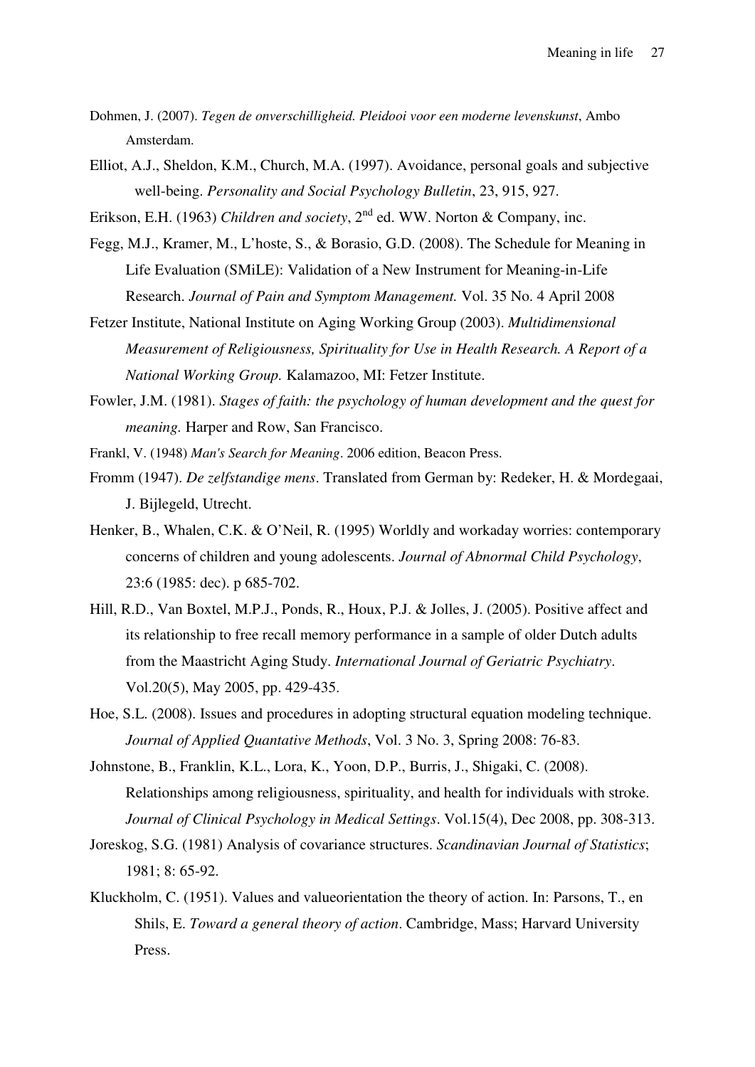Dohmen, J. (2007). *Tegen de onverschilligheid. Pleidooi voor een moderne levenskunst*, Ambo Amsterdam.

Elliot, A.J., Sheldon, K.M., Church, M.A. (1997). Avoidance, personal goals and subjective well-being. *Personality and Social Psychology Bulletin*, 23, 915, 927.

Erikson, E.H. (1963) *Children and society*, 2nd ed. WW. Norton & Company, inc.

Fegg, M.J., Kramer, M., L'hoste, S., & Borasio, G.D. (2008). The Schedule for Meaning in Life Evaluation (SMiLE): Validation of a New Instrument for Meaning-in-Life Research. *Journal of Pain and Symptom Management.* Vol. 35 No. 4 April 2008

Fetzer Institute, National Institute on Aging Working Group (2003). *Multidimensional Measurement of Religiousness, Spirituality for Use in Health Research. A Report of a National Working Group.* Kalamazoo, MI: Fetzer Institute.

Fowler, J.M. (1981). *Stages of faith: the psychology of human development and the quest for meaning.* Harper and Row, San Francisco.

Frankl, V. (1948) *Man's Search for Meaning*. 2006 edition, Beacon Press.

Fromm (1947). *De zelfstandige mens*. Translated from German by: Redeker, H. & Mordegaai, J. Bijlegeld, Utrecht.

Henker, B., Whalen, C.K. & O'Neil, R. (1995) Worldly and workaday worries: contemporary concerns of children and young adolescents. *Journal of Abnormal Child Psychology*, 23:6 (1985: dec). p 685-702.

Hill, R.D., Van Boxtel, M.P.J., Ponds, R., Houx, P.J. & Jolles, J. (2005). Positive affect and its relationship to free recall memory performance in a sample of older Dutch adults from the Maastricht Aging Study. *International Journal of Geriatric Psychiatry*. Vol.20(5), May 2005, pp. 429-435.

Hoe, S.L. (2008). Issues and procedures in adopting structural equation modeling technique. *Journal of Applied Quantative Methods*, Vol. 3 No. 3, Spring 2008: 76-83.

Johnstone, B., Franklin, K.L., Lora, K., Yoon, D.P., Burris, J., Shigaki, C. (2008). Relationships among religiousness, spirituality, and health for individuals with stroke. *Journal of Clinical Psychology in Medical Settings*. Vol.15(4), Dec 2008, pp. 308-313.

Joreskog, S.G. (1981) Analysis of covariance structures. *Scandinavian Journal of Statistics*; 1981; 8: 65-92.

Kluckholm, C. (1951). Values and valueorientation the theory of action. In: Parsons, T., en Shils, E. *Toward a general theory of action*. Cambridge, Mass; Harvard University Press.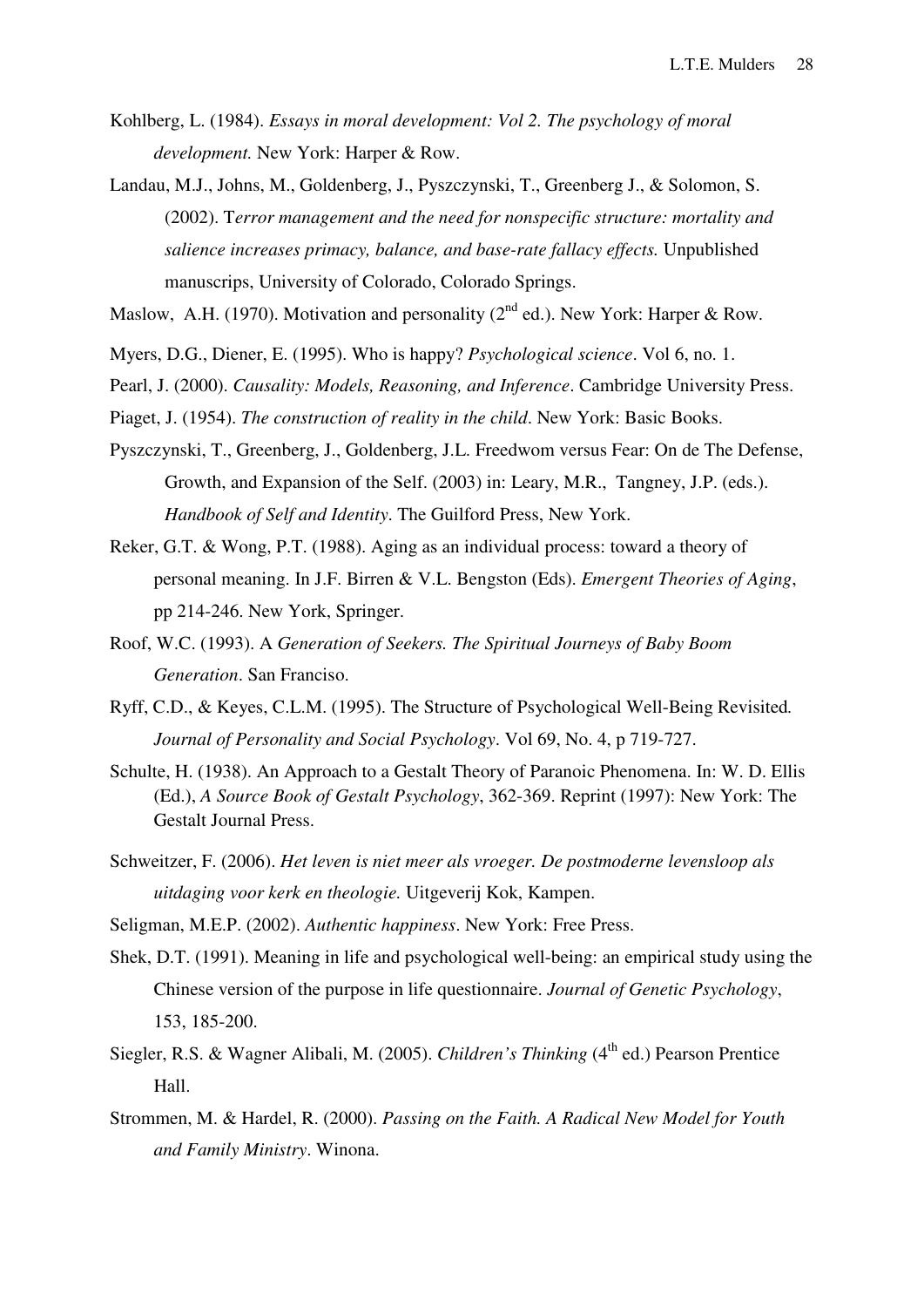Kohlberg, L. (1984). *Essays in moral development: Vol 2. The psychology of moral development.* New York: Harper & Row.

Landau, M.J., Johns, M., Goldenberg, J., Pyszczynski, T., Greenberg J., & Solomon, S. (2002). T*error management and the need for nonspecific structure: mortality and salience increases primacy, balance, and base-rate fallacy effects.* Unpublished manuscrips, University of Colorado, Colorado Springs.

Maslow, A.H. (1970). Motivation and personality (2nd ed.). New York: Harper & Row.

Myers, D.G., Diener, E. (1995). Who is happy? *Psychological science*. Vol 6, no. 1.

Pearl, J. (2000). *Causality: Models, Reasoning, and Inference*. Cambridge University Press.

Piaget, J. (1954). *The construction of reality in the child*. New York: Basic Books.

Pyszczynski, T., Greenberg, J., Goldenberg, J.L. Freedwom versus Fear: On de The Defense, Growth, and Expansion of the Self. (2003) in: Leary, M.R., Tangney, J.P. (eds.). *Handbook of Self and Identity*. The Guilford Press, New York.

Reker, G.T. & Wong, P.T. (1988). Aging as an individual process: toward a theory of personal meaning. In J.F. Birren & V.L. Bengston (Eds). *Emergent Theories of Aging*, pp 214-246. New York, Springer.

Roof, W.C. (1993). A *Generation of Seekers. The Spiritual Journeys of Baby Boom Generation*. San Franciso.

Ryff, C.D., & Keyes, C.L.M. (1995). The Structure of Psychological Well-Being Revisited*. Journal of Personality and Social Psychology*. Vol 69, No. 4, p 719-727.

Schulte, H. (1938). An Approach to a Gestalt Theory of Paranoic Phenomena. In: W. D. Ellis (Ed.), *A Source Book of Gestalt Psychology*, 362-369. Reprint (1997): New York: The Gestalt Journal Press.

Schweitzer, F. (2006). *Het leven is niet meer als vroeger. De postmoderne levensloop als uitdaging voor kerk en theologie.* Uitgeverij Kok, Kampen.

Seligman, M.E.P. (2002). *Authentic happiness*. New York: Free Press.

Shek, D.T. (1991). Meaning in life and psychological well-being: an empirical study using the Chinese version of the purpose in life questionnaire. *Journal of Genetic Psychology*, 153, 185-200.

Siegler, R.S. & Wagner Alibali, M. (2005). *Children's Thinking* (4th ed.) Pearson Prentice Hall.

Strommen, M. & Hardel, R. (2000). *Passing on the Faith. A Radical New Model for Youth and Family Ministry*. Winona.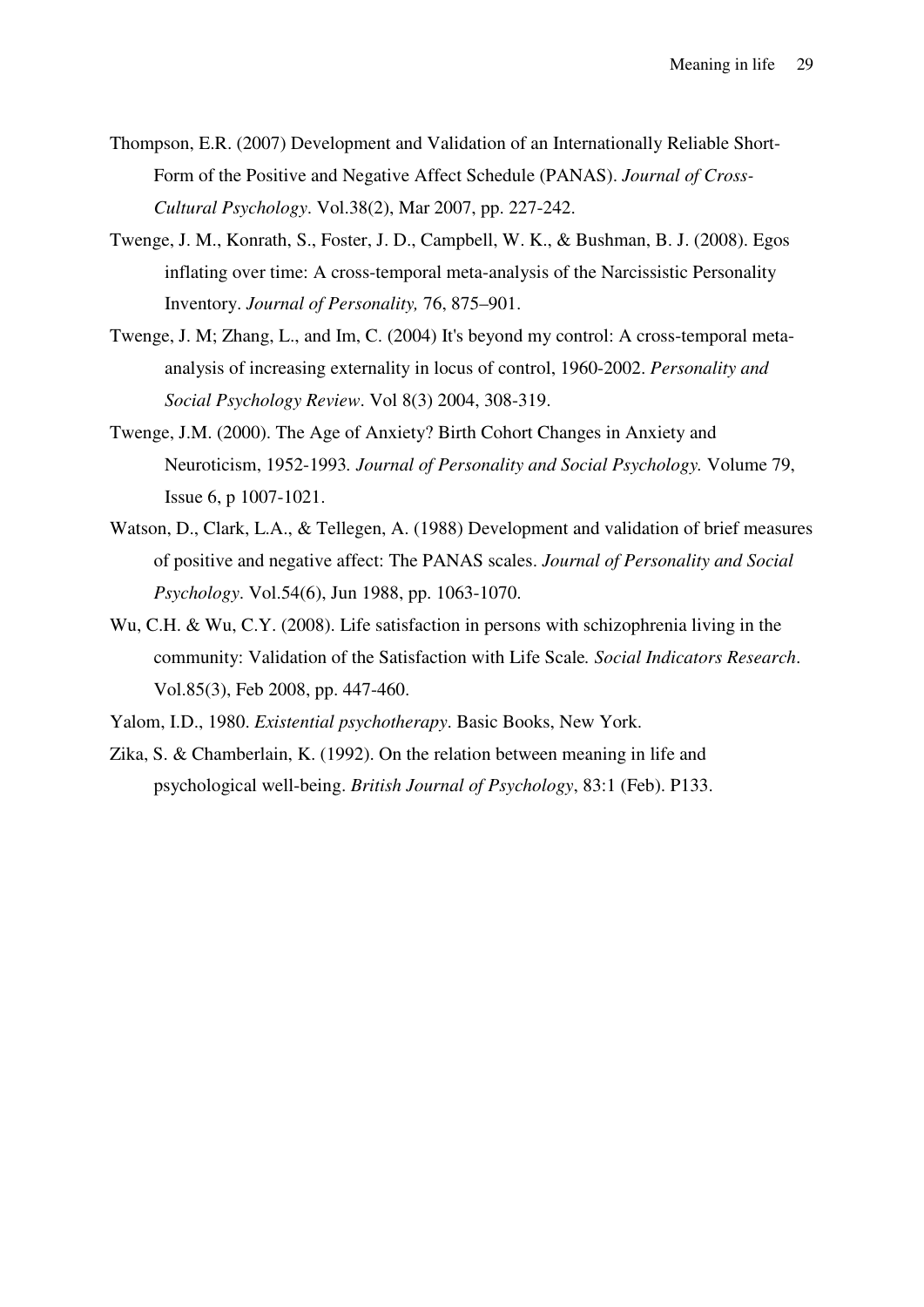Thompson, E.R. (2007) Development and Validation of an Internationally Reliable Short-Form of the Positive and Negative Affect Schedule (PANAS). *Journal of Cross-Cultural Psychology*. Vol.38(2), Mar 2007, pp. 227-242.

Twenge, J. M., Konrath, S., Foster, J. D., Campbell, W. K., & Bushman, B. J. (2008). Egos inflating over time: A cross-temporal meta-analysis of the Narcissistic Personality Inventory. *Journal of Personality,* 76, 875–901.

Twenge, J. M; Zhang, L., and Im, C. (2004) It's beyond my control: A cross-temporal meta-analysis of increasing externality in locus of control, 1960-2002. *Personality and Social Psychology Review*. Vol 8(3) 2004, 308-319.

Twenge, J.M. (2000). The Age of Anxiety? Birth Cohort Changes in Anxiety and Neuroticism, 1952-1993*. Journal of Personality and Social Psychology.* Volume 79, Issue 6, p 1007-1021.

Watson, D., Clark, L.A., & Tellegen, A. (1988) Development and validation of brief measures of positive and negative affect: The PANAS scales. *Journal of Personality and Social Psychology*. Vol.54(6), Jun 1988, pp. 1063-1070.

Wu, C.H. & Wu, C.Y. (2008). Life satisfaction in persons with schizophrenia living in the community: Validation of the Satisfaction with Life Scale*. Social Indicators Research*. Vol.85(3), Feb 2008, pp. 447-460.

Yalom, I.D., 1980. *Existential psychotherapy*. Basic Books, New York.

Zika, S. & Chamberlain, K. (1992). On the relation between meaning in life and psychological well-being. *British Journal of Psychology*, 83:1 (Feb). P133.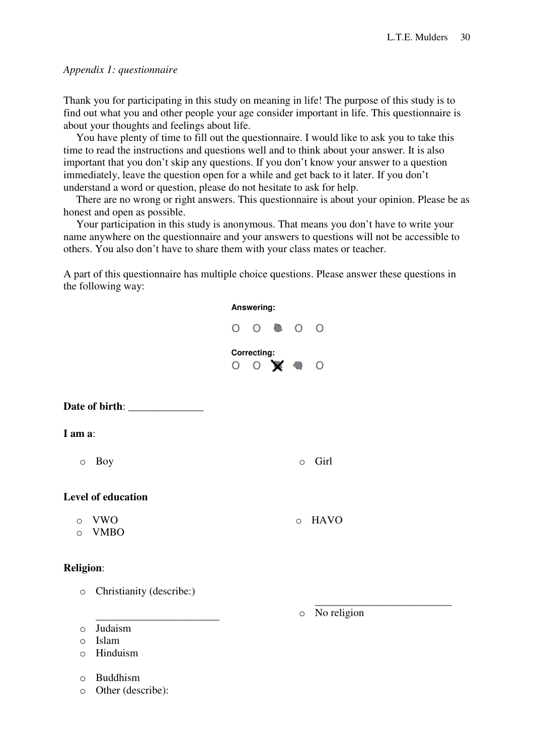*Appendix 1: questionnaire*

Thank you for participating in this study on meaning in life! The purpose of this study is to find out what you and other people your age consider important in life. This questionnaire is about your thoughts and feelings about life.

You have plenty of time to fill out the questionnaire. I would like to ask you to take this time to read the instructions and questions well and to think about your answer. It is also important that you don't skip any questions. If you don't know your answer to a question immediately, leave the question open for a while and get back to it later. If you don't understand a word or question, please do not hesitate to ask for help.

There are no wrong or right answers. This questionnaire is about your opinion. Please be as honest and open as possible.

Your participation in this study is anonymous. That means you don't have to write your name anywhere on the questionnaire and your answers to questions will not be accessible to others. You also don't have to share them with your class mates or teacher.

A part of this questionnaire has multiple choice questions. Please answer these questions in the following way:

**Answering:**

O O ● O O

**Correcting:**

O O ✗ ● O

**Date of birth**: ______________

**I am a**:

- Boy
- Girl

**Level of education**

- VWO
- HAVO
- VMBO

**Religion**:

- Christianity (describe:) _______________________
- Judaism
- Islam
- Hinduism
- Buddhism
- Other (describe): _________________________
- No religion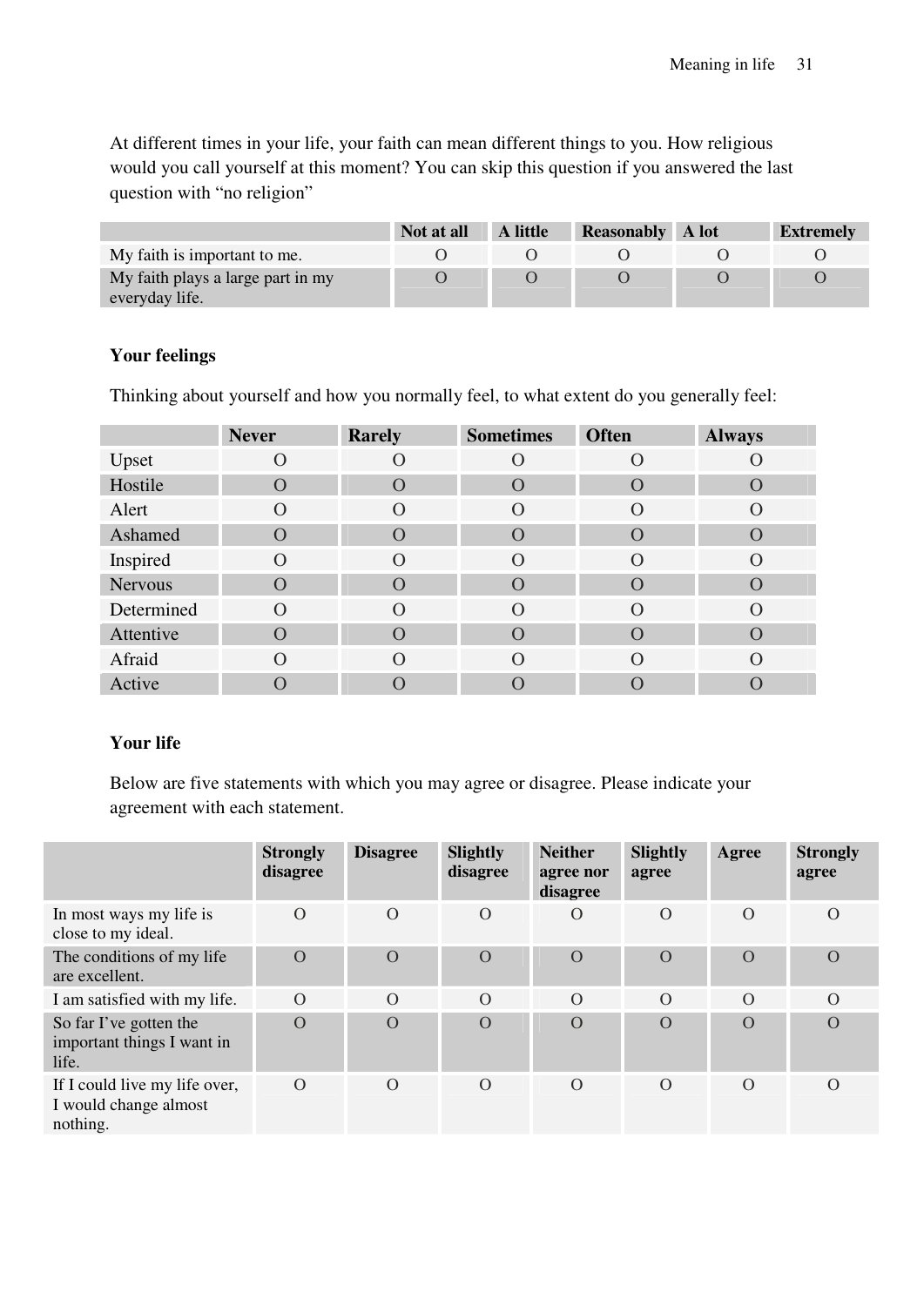At different times in your life, your faith can mean different things to you. How religious would you call yourself at this moment? You can skip this question if you answered the last question with "no religion"

| | Not at all | A little | Reasonably | A lot | Extremely |
|---|---|---|---|---|---|
| My faith is important to me. | O | O | O | O | O |
| My faith plays a large part in my everyday life. | O | O | O | O | O |

**Your feelings**

Thinking about yourself and how you normally feel, to what extent do you generally feel:

| | Never | Rarely | Sometimes | Often | Always |
|---|---|---|---|---|---|
| Upset | O | O | O | O | O |
| Hostile | O | O | O | O | O |
| Alert | O | O | O | O | O |
| Ashamed | O | O | O | O | O |
| Inspired | O | O | O | O | O |
| Nervous | O | O | O | O | O |
| Determined | O | O | O | O | O |
| Attentive | O | O | O | O | O |
| Afraid | O | O | O | O | O |
| Active | O | O | O | O | O |

**Your life**

Below are five statements with which you may agree or disagree. Please indicate your agreement with each statement.

| | Strongly disagree | Disagree | Slightly disagree | Neither agree nor disagree | Slightly agree | Agree | Strongly agree |
|---|---|---|---|---|---|---|---|
| In most ways my life is close to my ideal. | O | O | O | O | O | O | O |
| The conditions of my life are excellent. | O | O | O | O | O | O | O |
| I am satisfied with my life. | O | O | O | O | O | O | O |
| So far I've gotten the important things I want in life. | O | O | O | O | O | O | O |
| If I could live my life over, I would change almost nothing. | O | O | O | O | O | O | O |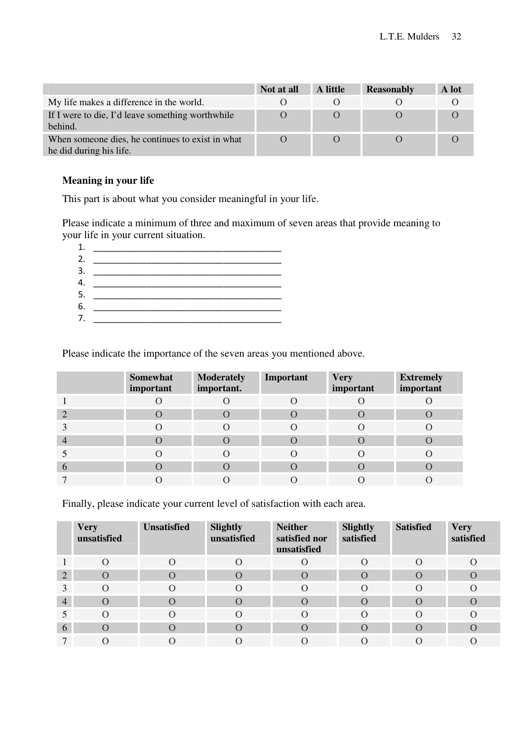| | Not at all | A little | Reasonably | A lot |
|---|---|---|---|---|
| My life makes a difference in the world. | O | O | O | O |
| If I were to die, I'd leave something worthwhile behind. | O | O | O | O |
| When someone dies, he continues to exist in what he did during his life. | O | O | O | O |

**Meaning in your life**

This part is about what you consider meaningful in your life.

Please indicate a minimum of three and maximum of seven areas that provide meaning to your life in your current situation.

1. ______________________________________
2. ______________________________________
3. ______________________________________
4. ______________________________________
5. ______________________________________
6. ______________________________________
7. ______________________________________

Please indicate the importance of the seven areas you mentioned above.

| | Somewhat important | Moderately important. | Important | Very important | Extremely important |
|---|---|---|---|---|---|
| 1 | O | O | O | O | O |
| 2 | O | O | O | O | O |
| 3 | O | O | O | O | O |
| 4 | O | O | O | O | O |
| 5 | O | O | O | O | O |
| 6 | O | O | O | O | O |
| 7 | O | O | O | O | O |

Finally, please indicate your current level of satisfaction with each area.

| | Very unsatisfied | Unsatisfied | Slightly unsatisfied | Neither satisfied nor unsatisfied | Slightly satisfied | Satisfied | Very satisfied |
|---|---|---|---|---|---|---|---|
| 1 | O | O | O | O | O | O | O |
| 2 | O | O | O | O | O | O | O |
| 3 | O | O | O | O | O | O | O |
| 4 | O | O | O | O | O | O | O |
| 5 | O | O | O | O | O | O | O |
| 6 | O | O | O | O | O | O | O |
| 7 | O | O | O | O | O | O | O |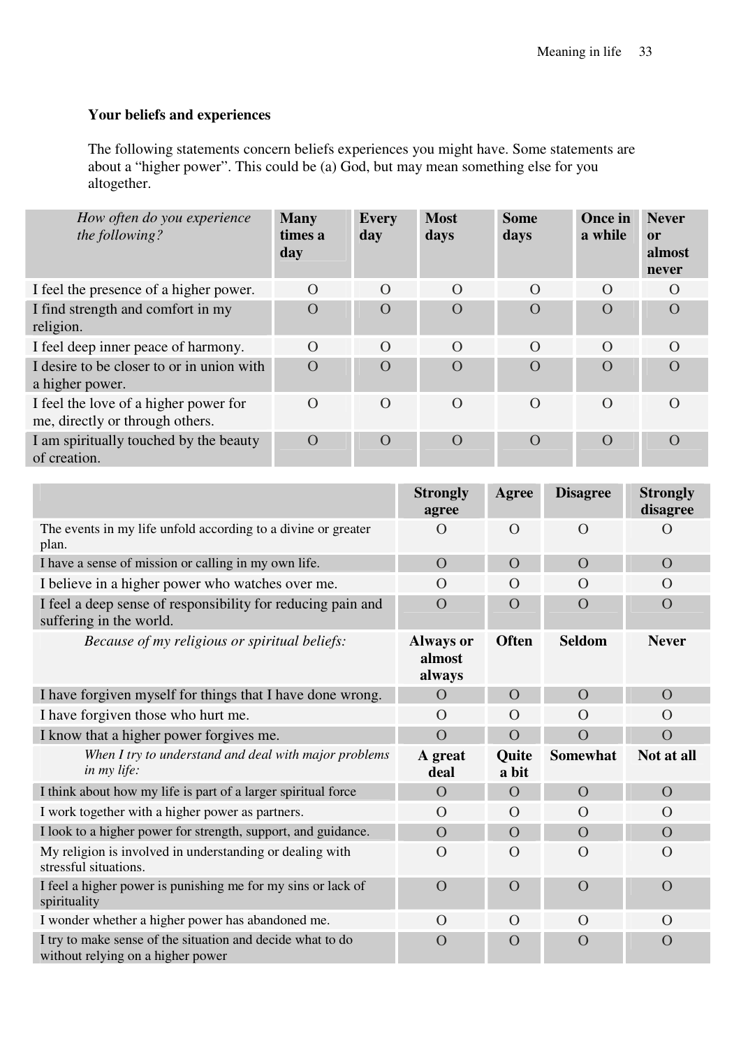**Your beliefs and experiences**

The following statements concern beliefs experiences you might have. Some statements are about a “higher power”. This could be (a) God, but may mean something else for you altogether.

| *How often do you experience the following?* | **Many times a day** | **Every day** | **Most days** | **Some days** | **Once in a while** | **Never or almost never** |
|---|---|---|---|---|---|---|
| I feel the presence of a higher power. | O | O | O | O | O | O |
| I find strength and comfort in my religion. | O | O | O | O | O | O |
| I feel deep inner peace of harmony. | O | O | O | O | O | O |
| I desire to be closer to or in union with a higher power. | O | O | O | O | O | O |
| I feel the love of a higher power for me, directly or through others. | O | O | O | O | O | O |
| I am spiritually touched by the beauty of creation. | O | O | O | O | O | O |

| | **Strongly agree** | **Agree** | **Disagree** | **Strongly disagree** |
|---|---|---|---|---|
| The events in my life unfold according to a divine or greater plan. | O | O | O | O |
| I have a sense of mission or calling in my own life. | O | O | O | O |
| I believe in a higher power who watches over me. | O | O | O | O |
| I feel a deep sense of responsibility for reducing pain and suffering in the world. | O | O | O | O |
| *Because of my religious or spiritual beliefs:* | **Always or almost always** | **Often** | **Seldom** | **Never** |
| I have forgiven myself for things that I have done wrong. | O | O | O | O |
| I have forgiven those who hurt me. | O | O | O | O |
| I know that a higher power forgives me. | O | O | O | O |
| *When I try to understand and deal with major problems in my life:* | **A great deal** | **Quite a bit** | **Somewhat** | **Not at all** |
| I think about how my life is part of a larger spiritual force | O | O | O | O |
| I work together with a higher power as partners. | O | O | O | O |
| I look to a higher power for strength, support, and guidance. | O | O | O | O |
| My religion is involved in understanding or dealing with stressful situations. | O | O | O | O |
| I feel a higher power is punishing me for my sins or lack of spirituality | O | O | O | O |
| I wonder whether a higher power has abandoned me. | O | O | O | O |
| I try to make sense of the situation and decide what to do without relying on a higher power | O | O | O | O |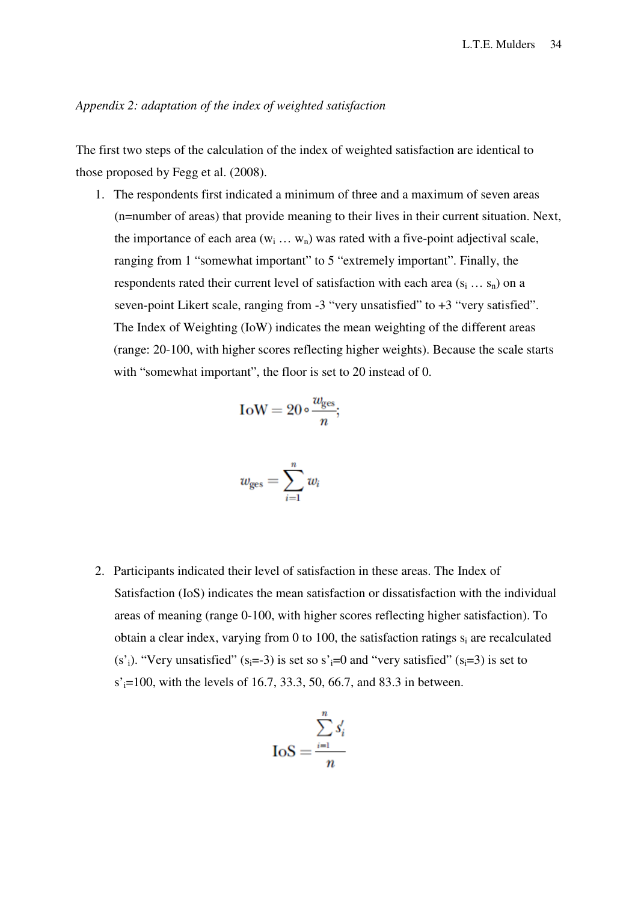*Appendix 2: adaptation of the index of weighted satisfaction*

The first two steps of the calculation of the index of weighted satisfaction are identical to those proposed by Fegg et al. (2008).

1. The respondents first indicated a minimum of three and a maximum of seven areas (n=number of areas) that provide meaning to their lives in their current situation. Next, the importance of each area ($w_i \ldots w_n$) was rated with a five-point adjectival scale, ranging from 1 "somewhat important" to 5 "extremely important". Finally, the respondents rated their current level of satisfaction with each area ($s_i \ldots s_n$) on a seven-point Likert scale, ranging from -3 "very unsatisfied" to +3 "very satisfied". The Index of Weighting (IoW) indicates the mean weighting of the different areas (range: 20-100, with higher scores reflecting higher weights). Because the scale starts with "somewhat important", the floor is set to 20 instead of 0.

$$\text{IoW} = 20 \circ \frac{w_{\text{ges}}}{n};$$

$$w_{\text{ges}} = \sum_{i=1}^{n} w_i$$

2. Participants indicated their level of satisfaction in these areas. The Index of Satisfaction (IoS) indicates the mean satisfaction or dissatisfaction with the individual areas of meaning (range 0-100, with higher scores reflecting higher satisfaction). To obtain a clear index, varying from 0 to 100, the satisfaction ratings $s_i$ are recalculated ($s'_i$). "Very unsatisfied" ($s_i$=-3) is set so $s'_i$=0 and "very satisfied" ($s_i$=3) is set to $s'_i$=100, with the levels of 16.7, 33.3, 50, 66.7, and 83.3 in between.

$$\text{IoS} = \frac{\sum_{i=1}^{n} s'_i}{n}$$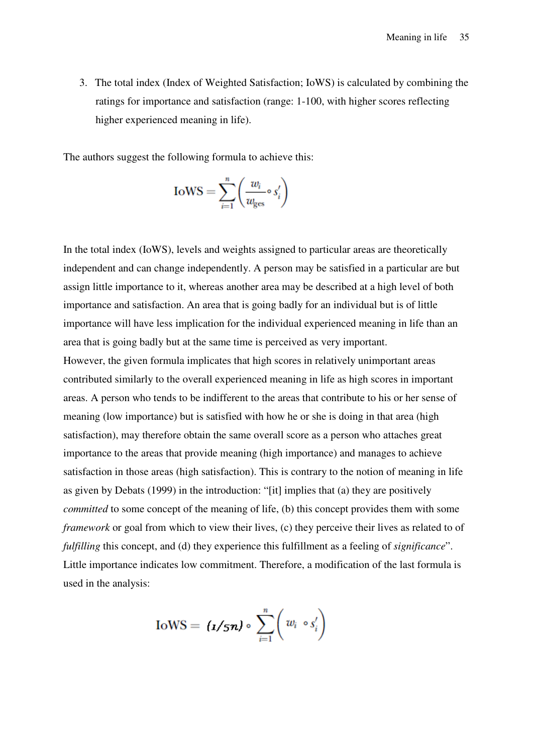3. The total index (Index of Weighted Satisfaction; IoWS) is calculated by combining the ratings for importance and satisfaction (range: 1-100, with higher scores reflecting higher experienced meaning in life).

The authors suggest the following formula to achieve this:

$$\text{IoWS} = \sum_{i=1}^{n} \left( \frac{w_i}{w_{\text{ges}}} \circ s_i' \right)$$

In the total index (IoWS), levels and weights assigned to particular areas are theoretically independent and can change independently. A person may be satisfied in a particular are but assign little importance to it, whereas another area may be described at a high level of both importance and satisfaction. An area that is going badly for an individual but is of little importance will have less implication for the individual experienced meaning in life than an area that is going badly but at the same time is perceived as very important.
However, the given formula implicates that high scores in relatively unimportant areas contributed similarly to the overall experienced meaning in life as high scores in important areas. A person who tends to be indifferent to the areas that contribute to his or her sense of meaning (low importance) but is satisfied with how he or she is doing in that area (high satisfaction), may therefore obtain the same overall score as a person who attaches great importance to the areas that provide meaning (high importance) and manages to achieve satisfaction in those areas (high satisfaction). This is contrary to the notion of meaning in life as given by Debats (1999) in the introduction: "[it] implies that (a) they are positively *committed* to some concept of the meaning of life, (b) this concept provides them with some *framework* or goal from which to view their lives, (c) they perceive their lives as related to of *fulfilling* this concept, and (d) they experience this fulfillment as a feeling of *significance*". Little importance indicates low commitment. Therefore, a modification of the last formula is used in the analysis:

$$\text{IoWS} = (1/5n) \circ \sum_{i=1}^{n} \left( w_i \circ s_i' \right)$$